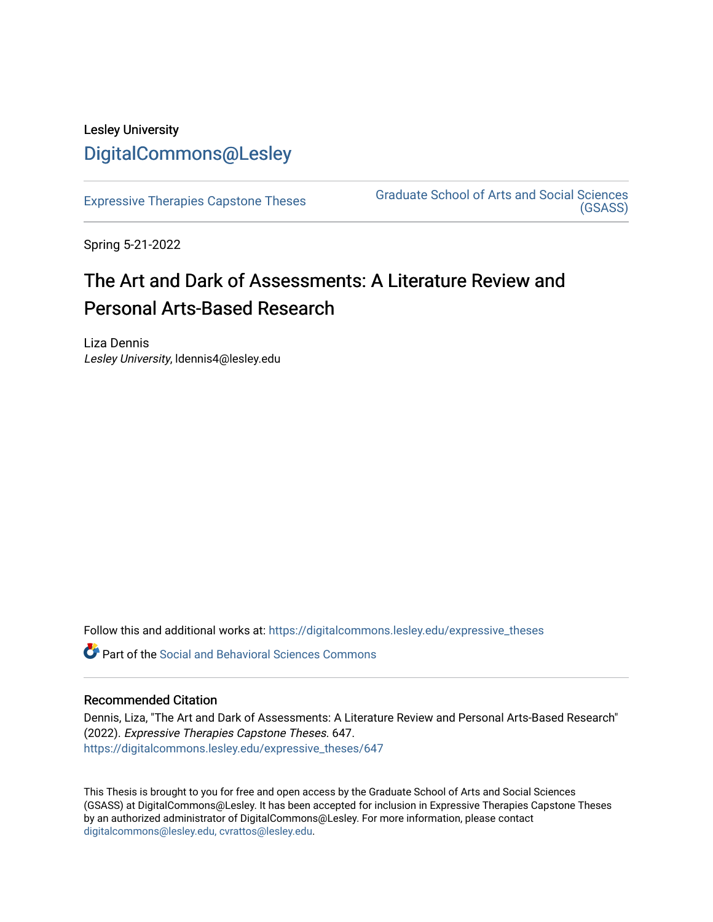Lesley University

DigitalCommons@Lesley

Expressive Therapies Capstone Theses

Graduate School of Arts and Social Sciences (GSASS)

Spring 5-21-2022

# The Art and Dark of Assessments: A Literature Review and Personal Arts-Based Research

Liza Dennis
*Lesley University*, ldennis4@lesley.edu

Follow this and additional works at: https://digitalcommons.lesley.edu/expressive_theses

Part of the Social and Behavioral Sciences Commons

## Recommended Citation

Dennis, Liza, "The Art and Dark of Assessments: A Literature Review and Personal Arts-Based Research" (2022). *Expressive Therapies Capstone Theses*. 647.
https://digitalcommons.lesley.edu/expressive_theses/647

This Thesis is brought to you for free and open access by the Graduate School of Arts and Social Sciences (GSASS) at DigitalCommons@Lesley. It has been accepted for inclusion in Expressive Therapies Capstone Theses by an authorized administrator of DigitalCommons@Lesley. For more information, please contact digitalcommons@lesley.edu, cvrattos@lesley.edu.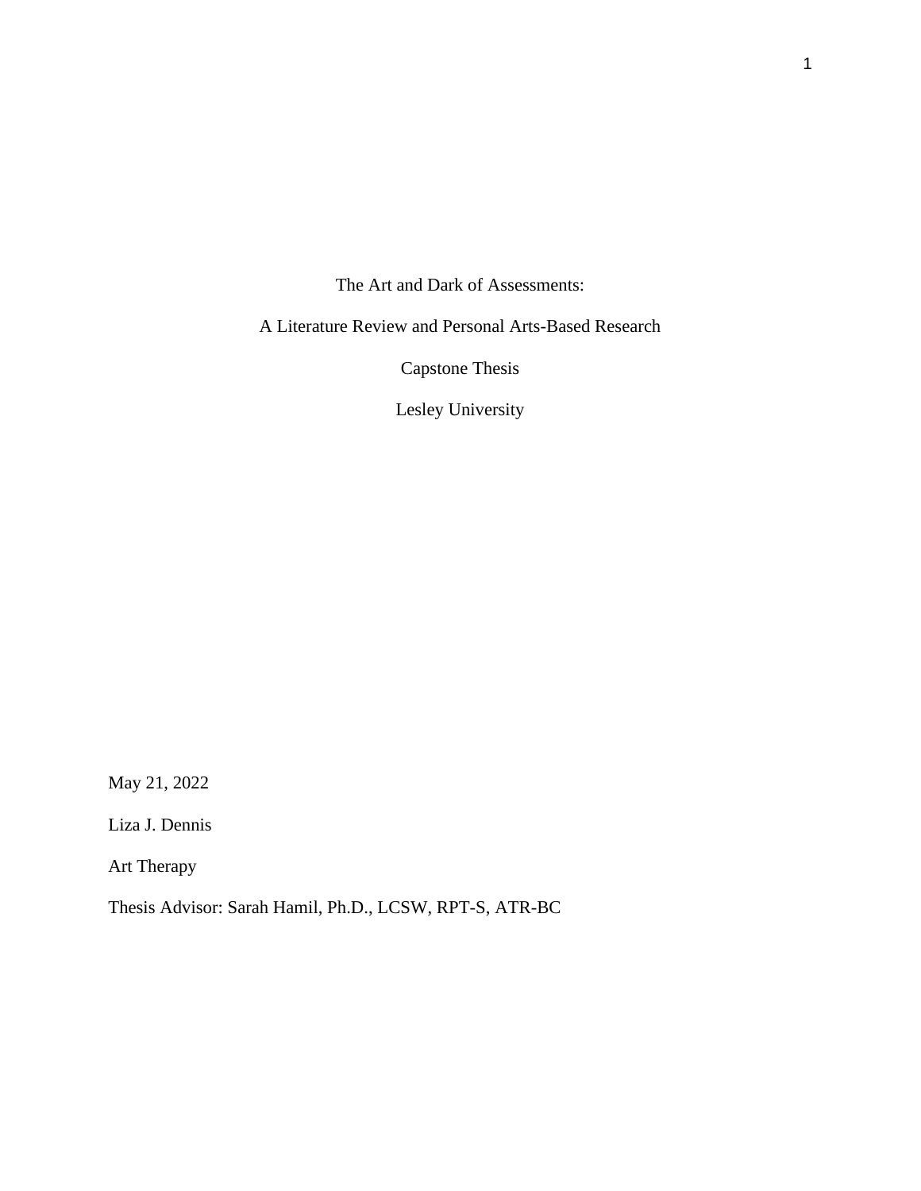The Art and Dark of Assessments:

A Literature Review and Personal Arts-Based Research

Capstone Thesis

Lesley University

May 21, 2022

Liza J. Dennis

Art Therapy

Thesis Advisor: Sarah Hamil, Ph.D., LCSW, RPT-S, ATR-BC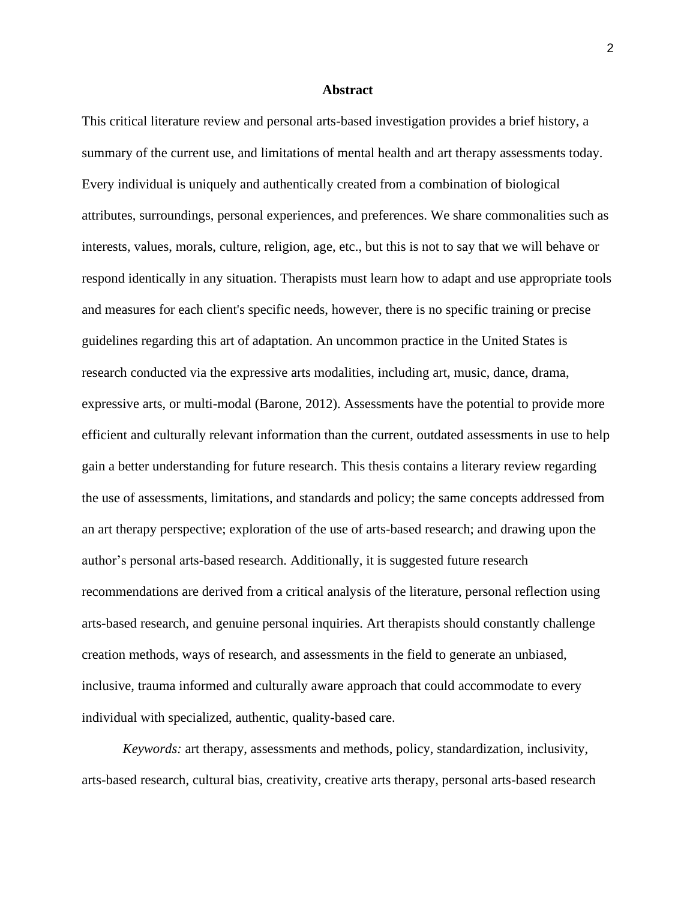# Abstract

This critical literature review and personal arts-based investigation provides a brief history, a summary of the current use, and limitations of mental health and art therapy assessments today. Every individual is uniquely and authentically created from a combination of biological attributes, surroundings, personal experiences, and preferences. We share commonalities such as interests, values, morals, culture, religion, age, etc., but this is not to say that we will behave or respond identically in any situation. Therapists must learn how to adapt and use appropriate tools and measures for each client's specific needs, however, there is no specific training or precise guidelines regarding this art of adaptation. An uncommon practice in the United States is research conducted via the expressive arts modalities, including art, music, dance, drama, expressive arts, or multi-modal (Barone, 2012). Assessments have the potential to provide more efficient and culturally relevant information than the current, outdated assessments in use to help gain a better understanding for future research. This thesis contains a literary review regarding the use of assessments, limitations, and standards and policy; the same concepts addressed from an art therapy perspective; exploration of the use of arts-based research; and drawing upon the author's personal arts-based research. Additionally, it is suggested future research recommendations are derived from a critical analysis of the literature, personal reflection using arts-based research, and genuine personal inquiries. Art therapists should constantly challenge creation methods, ways of research, and assessments in the field to generate an unbiased, inclusive, trauma informed and culturally aware approach that could accommodate to every individual with specialized, authentic, quality-based care.

*Keywords:* art therapy, assessments and methods, policy, standardization, inclusivity, arts-based research, cultural bias, creativity, creative arts therapy, personal arts-based research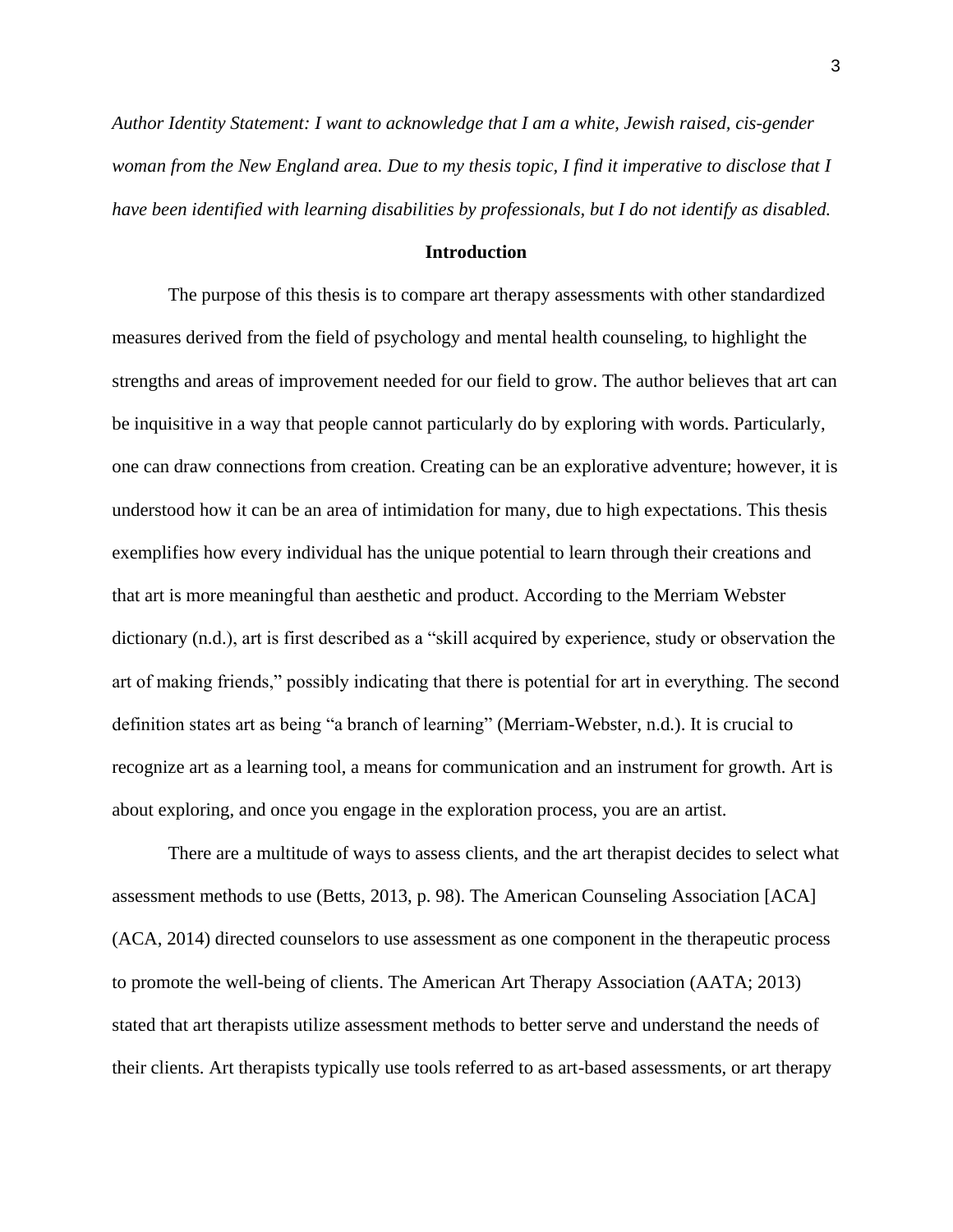*Author Identity Statement: I want to acknowledge that I am a white, Jewish raised, cis-gender woman from the New England area. Due to my thesis topic, I find it imperative to disclose that I have been identified with learning disabilities by professionals, but I do not identify as disabled.*

## Introduction

The purpose of this thesis is to compare art therapy assessments with other standardized measures derived from the field of psychology and mental health counseling, to highlight the strengths and areas of improvement needed for our field to grow. The author believes that art can be inquisitive in a way that people cannot particularly do by exploring with words. Particularly, one can draw connections from creation. Creating can be an explorative adventure; however, it is understood how it can be an area of intimidation for many, due to high expectations. This thesis exemplifies how every individual has the unique potential to learn through their creations and that art is more meaningful than aesthetic and product. According to the Merriam Webster dictionary (n.d.), art is first described as a "skill acquired by experience, study or observation the art of making friends," possibly indicating that there is potential for art in everything. The second definition states art as being "a branch of learning" (Merriam-Webster, n.d.). It is crucial to recognize art as a learning tool, a means for communication and an instrument for growth. Art is about exploring, and once you engage in the exploration process, you are an artist.

There are a multitude of ways to assess clients, and the art therapist decides to select what assessment methods to use (Betts, 2013, p. 98). The American Counseling Association [ACA] (ACA, 2014) directed counselors to use assessment as one component in the therapeutic process to promote the well-being of clients. The American Art Therapy Association (AATA; 2013) stated that art therapists utilize assessment methods to better serve and understand the needs of their clients. Art therapists typically use tools referred to as art-based assessments, or art therapy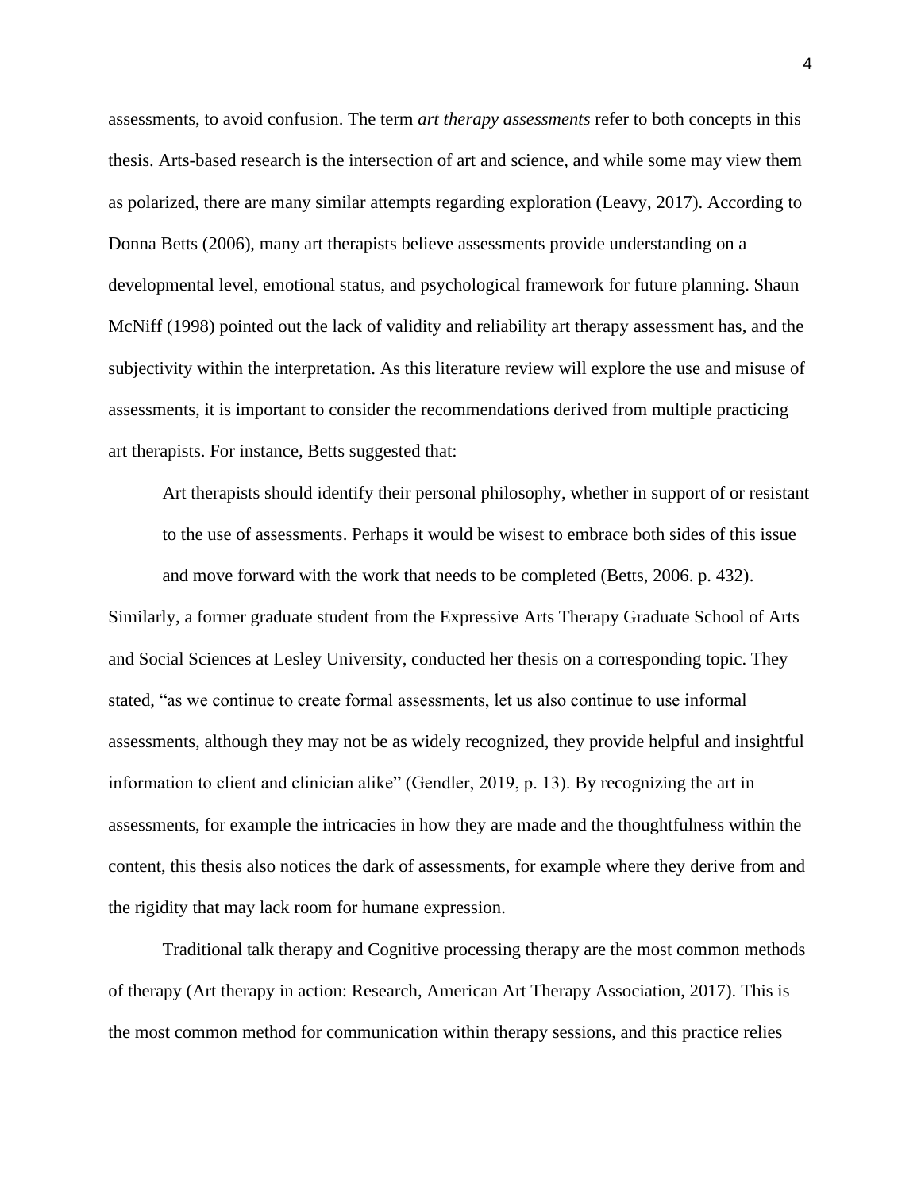assessments, to avoid confusion. The term *art therapy assessments* refer to both concepts in this thesis. Arts-based research is the intersection of art and science, and while some may view them as polarized, there are many similar attempts regarding exploration (Leavy, 2017). According to Donna Betts (2006), many art therapists believe assessments provide understanding on a developmental level, emotional status, and psychological framework for future planning. Shaun McNiff (1998) pointed out the lack of validity and reliability art therapy assessment has, and the subjectivity within the interpretation. As this literature review will explore the use and misuse of assessments, it is important to consider the recommendations derived from multiple practicing art therapists. For instance, Betts suggested that:

> Art therapists should identify their personal philosophy, whether in support of or resistant to the use of assessments. Perhaps it would be wisest to embrace both sides of this issue and move forward with the work that needs to be completed (Betts, 2006. p. 432).

Similarly, a former graduate student from the Expressive Arts Therapy Graduate School of Arts and Social Sciences at Lesley University, conducted her thesis on a corresponding topic. They stated, "as we continue to create formal assessments, let us also continue to use informal assessments, although they may not be as widely recognized, they provide helpful and insightful information to client and clinician alike" (Gendler, 2019, p. 13). By recognizing the art in assessments, for example the intricacies in how they are made and the thoughtfulness within the content, this thesis also notices the dark of assessments, for example where they derive from and the rigidity that may lack room for humane expression.

Traditional talk therapy and Cognitive processing therapy are the most common methods of therapy (Art therapy in action: Research, American Art Therapy Association, 2017). This is the most common method for communication within therapy sessions, and this practice relies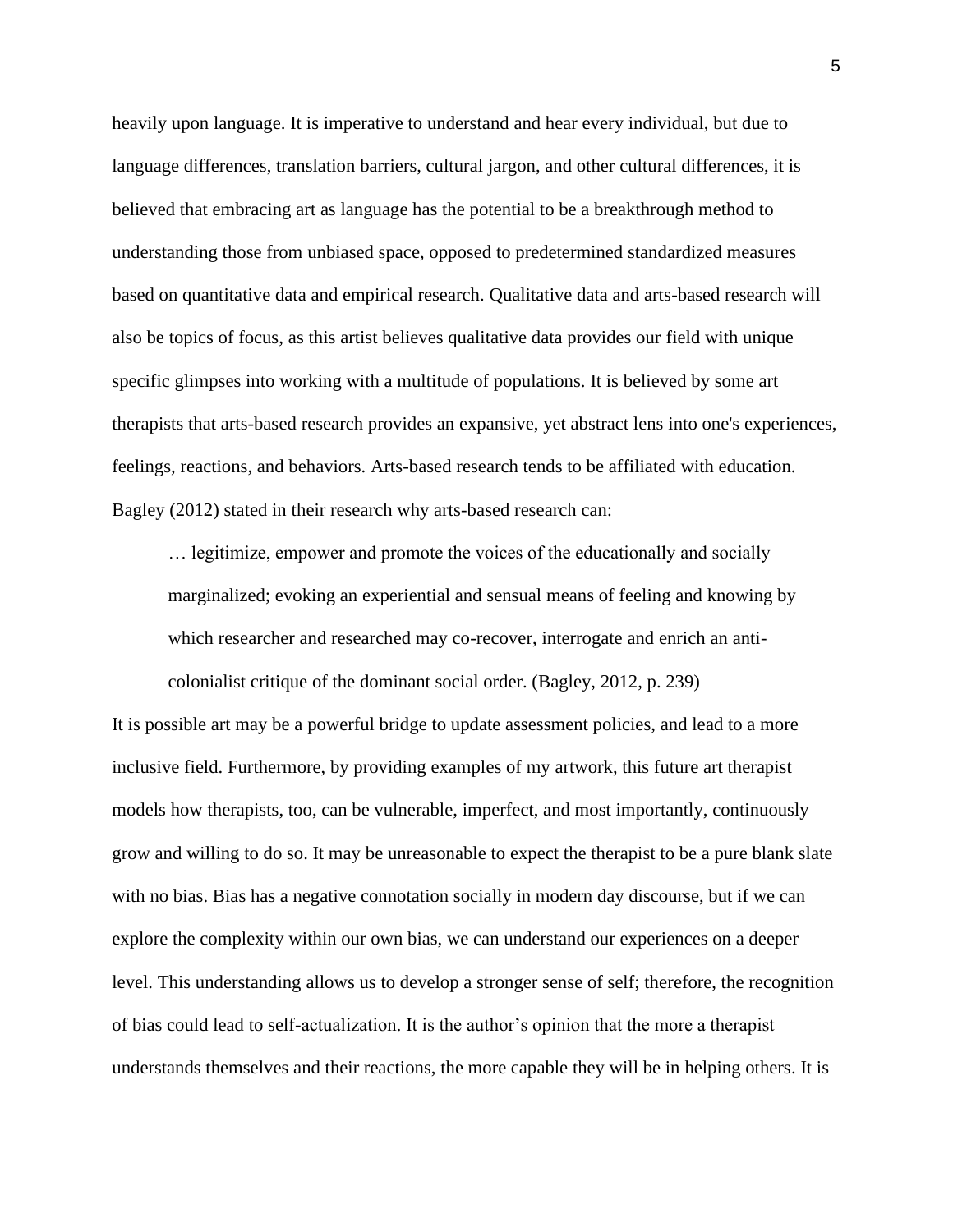heavily upon language. It is imperative to understand and hear every individual, but due to language differences, translation barriers, cultural jargon, and other cultural differences, it is believed that embracing art as language has the potential to be a breakthrough method to understanding those from unbiased space, opposed to predetermined standardized measures based on quantitative data and empirical research. Qualitative data and arts-based research will also be topics of focus, as this artist believes qualitative data provides our field with unique specific glimpses into working with a multitude of populations. It is believed by some art therapists that arts-based research provides an expansive, yet abstract lens into one's experiences, feelings, reactions, and behaviors. Arts-based research tends to be affiliated with education. Bagley (2012) stated in their research why arts-based research can:

> … legitimize, empower and promote the voices of the educationally and socially marginalized; evoking an experiential and sensual means of feeling and knowing by which researcher and researched may co-recover, interrogate and enrich an anti-colonialist critique of the dominant social order. (Bagley, 2012, p. 239)

It is possible art may be a powerful bridge to update assessment policies, and lead to a more inclusive field. Furthermore, by providing examples of my artwork, this future art therapist models how therapists, too, can be vulnerable, imperfect, and most importantly, continuously grow and willing to do so. It may be unreasonable to expect the therapist to be a pure blank slate with no bias. Bias has a negative connotation socially in modern day discourse, but if we can explore the complexity within our own bias, we can understand our experiences on a deeper level. This understanding allows us to develop a stronger sense of self; therefore, the recognition of bias could lead to self-actualization. It is the author's opinion that the more a therapist understands themselves and their reactions, the more capable they will be in helping others. It is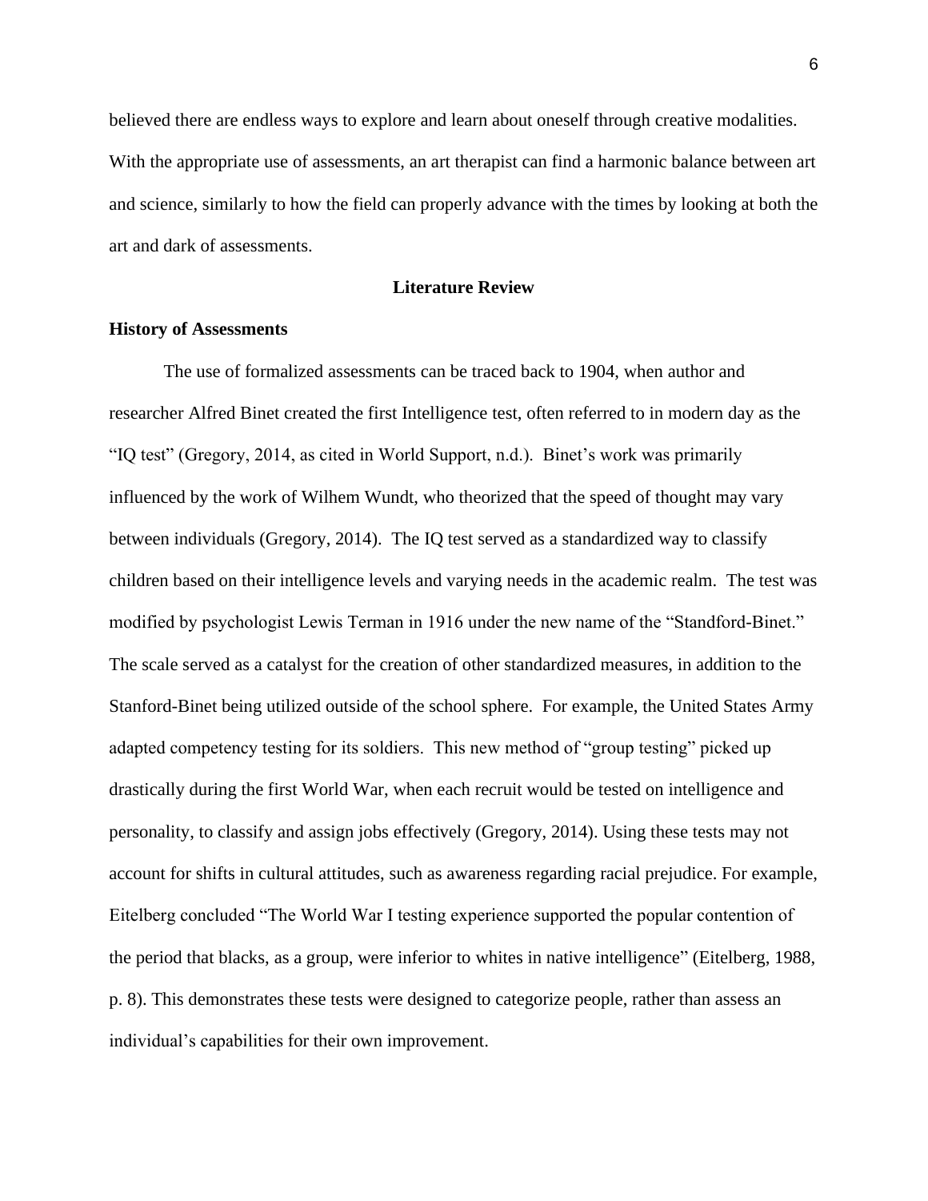believed there are endless ways to explore and learn about oneself through creative modalities. With the appropriate use of assessments, an art therapist can find a harmonic balance between art and science, similarly to how the field can properly advance with the times by looking at both the art and dark of assessments.

## Literature Review

### History of Assessments

The use of formalized assessments can be traced back to 1904, when author and researcher Alfred Binet created the first Intelligence test, often referred to in modern day as the "IQ test" (Gregory, 2014, as cited in World Support, n.d.). Binet's work was primarily influenced by the work of Wilhem Wundt, who theorized that the speed of thought may vary between individuals (Gregory, 2014). The IQ test served as a standardized way to classify children based on their intelligence levels and varying needs in the academic realm. The test was modified by psychologist Lewis Terman in 1916 under the new name of the "Standford-Binet." The scale served as a catalyst for the creation of other standardized measures, in addition to the Stanford-Binet being utilized outside of the school sphere. For example, the United States Army adapted competency testing for its soldiers. This new method of "group testing" picked up drastically during the first World War, when each recruit would be tested on intelligence and personality, to classify and assign jobs effectively (Gregory, 2014). Using these tests may not account for shifts in cultural attitudes, such as awareness regarding racial prejudice. For example, Eitelberg concluded "The World War I testing experience supported the popular contention of the period that blacks, as a group, were inferior to whites in native intelligence" (Eitelberg, 1988, p. 8). This demonstrates these tests were designed to categorize people, rather than assess an individual's capabilities for their own improvement.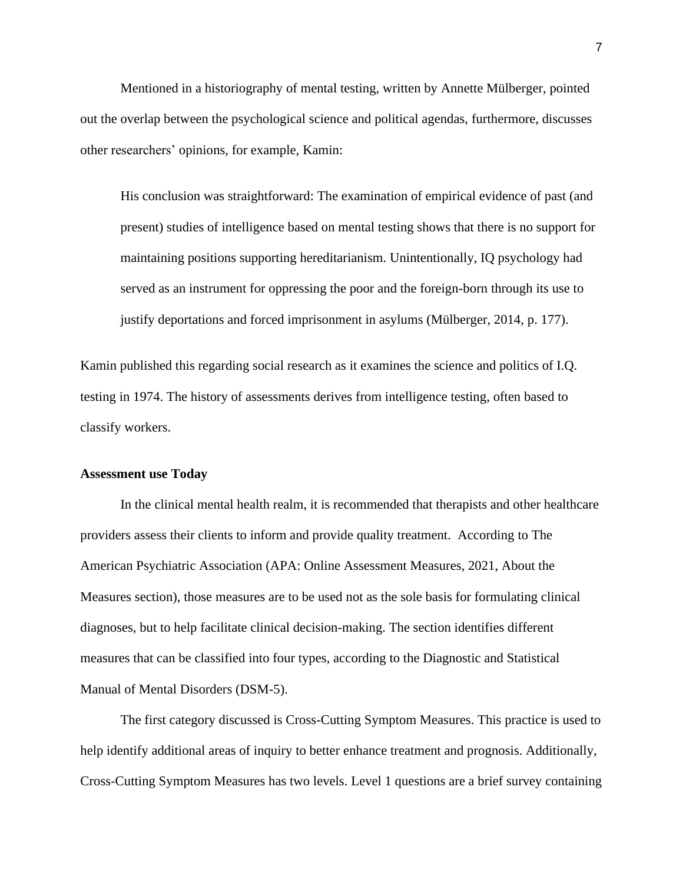Mentioned in a historiography of mental testing, written by Annette Mülberger, pointed out the overlap between the psychological science and political agendas, furthermore, discusses other researchers' opinions, for example, Kamin:

> His conclusion was straightforward: The examination of empirical evidence of past (and present) studies of intelligence based on mental testing shows that there is no support for maintaining positions supporting hereditarianism. Unintentionally, IQ psychology had served as an instrument for oppressing the poor and the foreign-born through its use to justify deportations and forced imprisonment in asylums (Mülberger, 2014, p. 177).

Kamin published this regarding social research as it examines the science and politics of I.Q. testing in 1974. The history of assessments derives from intelligence testing, often based to classify workers.

**Assessment use Today**

In the clinical mental health realm, it is recommended that therapists and other healthcare providers assess their clients to inform and provide quality treatment. According to The American Psychiatric Association (APA: Online Assessment Measures, 2021, About the Measures section), those measures are to be used not as the sole basis for formulating clinical diagnoses, but to help facilitate clinical decision-making. The section identifies different measures that can be classified into four types, according to the Diagnostic and Statistical Manual of Mental Disorders (DSM-5).

The first category discussed is Cross-Cutting Symptom Measures. This practice is used to help identify additional areas of inquiry to better enhance treatment and prognosis. Additionally, Cross-Cutting Symptom Measures has two levels. Level 1 questions are a brief survey containing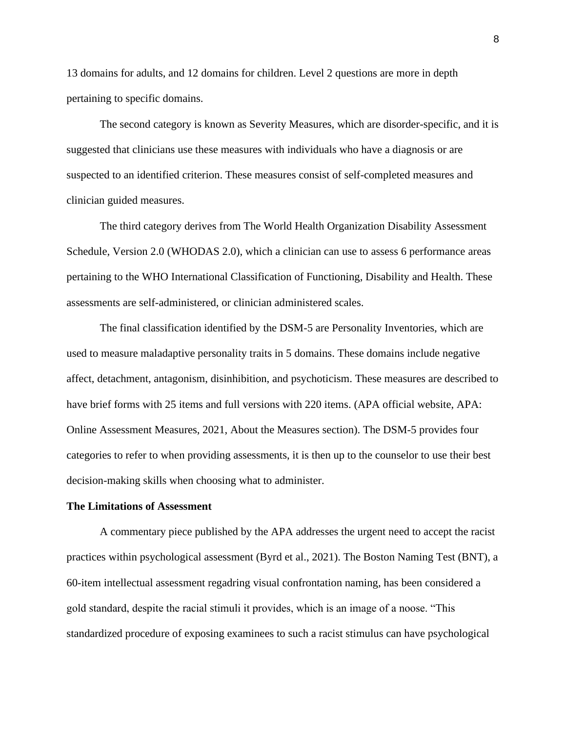13 domains for adults, and 12 domains for children. Level 2 questions are more in depth pertaining to specific domains.

The second category is known as Severity Measures, which are disorder-specific, and it is suggested that clinicians use these measures with individuals who have a diagnosis or are suspected to an identified criterion. These measures consist of self-completed measures and clinician guided measures.

The third category derives from The World Health Organization Disability Assessment Schedule, Version 2.0 (WHODAS 2.0), which a clinician can use to assess 6 performance areas pertaining to the WHO International Classification of Functioning, Disability and Health. These assessments are self-administered, or clinician administered scales.

The final classification identified by the DSM-5 are Personality Inventories, which are used to measure maladaptive personality traits in 5 domains. These domains include negative affect, detachment, antagonism, disinhibition, and psychoticism. These measures are described to have brief forms with 25 items and full versions with 220 items. (APA official website, APA: Online Assessment Measures, 2021, About the Measures section). The DSM-5 provides four categories to refer to when providing assessments, it is then up to the counselor to use their best decision-making skills when choosing what to administer.

**The Limitations of Assessment**

A commentary piece published by the APA addresses the urgent need to accept the racist practices within psychological assessment (Byrd et al., 2021). The Boston Naming Test (BNT), a 60-item intellectual assessment regadring visual confrontation naming, has been considered a gold standard, despite the racial stimuli it provides, which is an image of a noose. "This standardized procedure of exposing examinees to such a racist stimulus can have psychological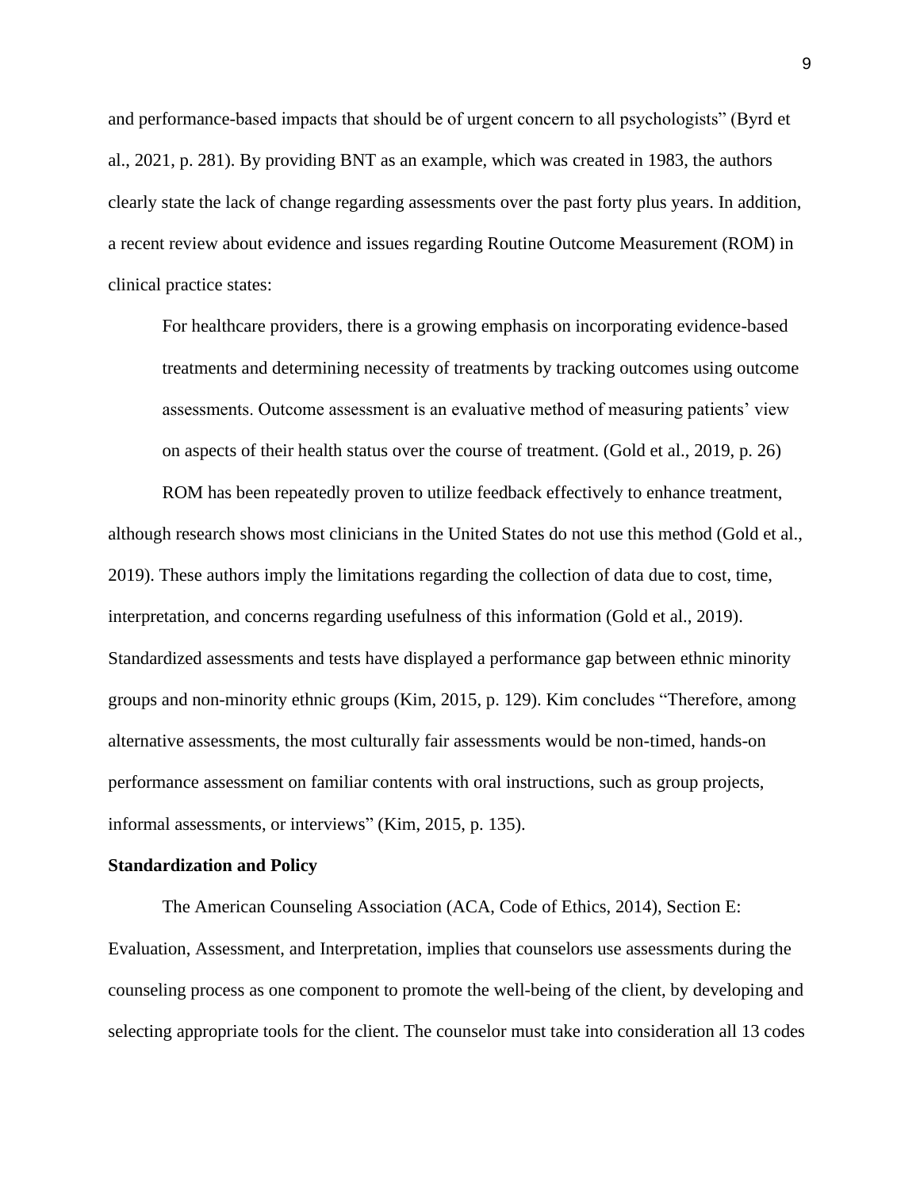and performance-based impacts that should be of urgent concern to all psychologists" (Byrd et al., 2021, p. 281). By providing BNT as an example, which was created in 1983, the authors clearly state the lack of change regarding assessments over the past forty plus years. In addition, a recent review about evidence and issues regarding Routine Outcome Measurement (ROM) in clinical practice states:

> For healthcare providers, there is a growing emphasis on incorporating evidence-based treatments and determining necessity of treatments by tracking outcomes using outcome assessments. Outcome assessment is an evaluative method of measuring patients' view on aspects of their health status over the course of treatment. (Gold et al., 2019, p. 26)

ROM has been repeatedly proven to utilize feedback effectively to enhance treatment, although research shows most clinicians in the United States do not use this method (Gold et al., 2019). These authors imply the limitations regarding the collection of data due to cost, time, interpretation, and concerns regarding usefulness of this information (Gold et al., 2019). Standardized assessments and tests have displayed a performance gap between ethnic minority groups and non-minority ethnic groups (Kim, 2015, p. 129). Kim concludes "Therefore, among alternative assessments, the most culturally fair assessments would be non-timed, hands-on performance assessment on familiar contents with oral instructions, such as group projects, informal assessments, or interviews" (Kim, 2015, p. 135).

**Standardization and Policy**

The American Counseling Association (ACA, Code of Ethics, 2014), Section E: Evaluation, Assessment, and Interpretation, implies that counselors use assessments during the counseling process as one component to promote the well-being of the client, by developing and selecting appropriate tools for the client. The counselor must take into consideration all 13 codes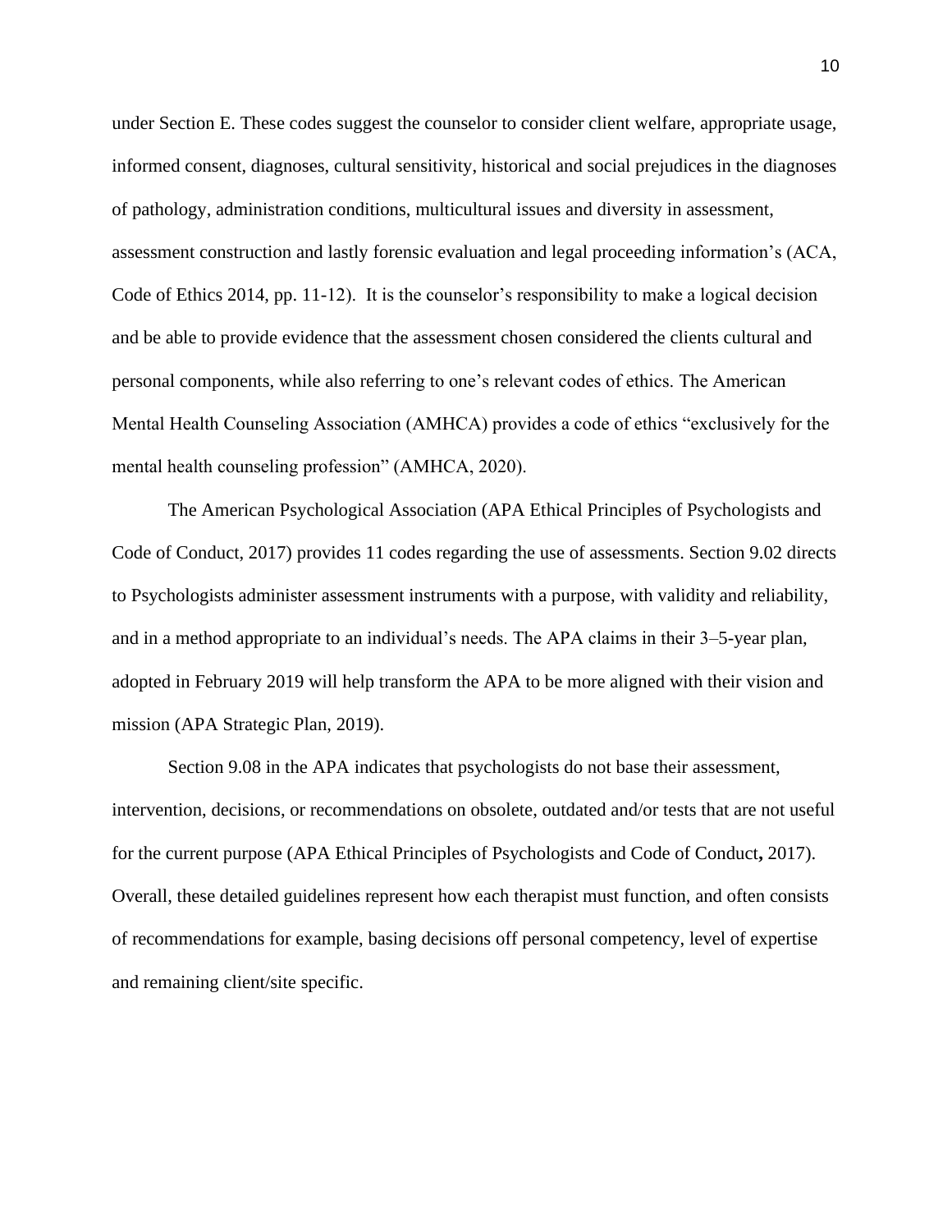under Section E. These codes suggest the counselor to consider client welfare, appropriate usage, informed consent, diagnoses, cultural sensitivity, historical and social prejudices in the diagnoses of pathology, administration conditions, multicultural issues and diversity in assessment, assessment construction and lastly forensic evaluation and legal proceeding information's (ACA, Code of Ethics 2014, pp. 11-12). It is the counselor's responsibility to make a logical decision and be able to provide evidence that the assessment chosen considered the clients cultural and personal components, while also referring to one's relevant codes of ethics. The American Mental Health Counseling Association (AMHCA) provides a code of ethics "exclusively for the mental health counseling profession" (AMHCA, 2020).

The American Psychological Association (APA Ethical Principles of Psychologists and Code of Conduct, 2017) provides 11 codes regarding the use of assessments. Section 9.02 directs to Psychologists administer assessment instruments with a purpose, with validity and reliability, and in a method appropriate to an individual's needs. The APA claims in their 3–5-year plan, adopted in February 2019 will help transform the APA to be more aligned with their vision and mission (APA Strategic Plan, 2019).

Section 9.08 in the APA indicates that psychologists do not base their assessment, intervention, decisions, or recommendations on obsolete, outdated and/or tests that are not useful for the current purpose (APA Ethical Principles of Psychologists and Code of Conduct**,** 2017). Overall, these detailed guidelines represent how each therapist must function, and often consists of recommendations for example, basing decisions off personal competency, level of expertise and remaining client/site specific.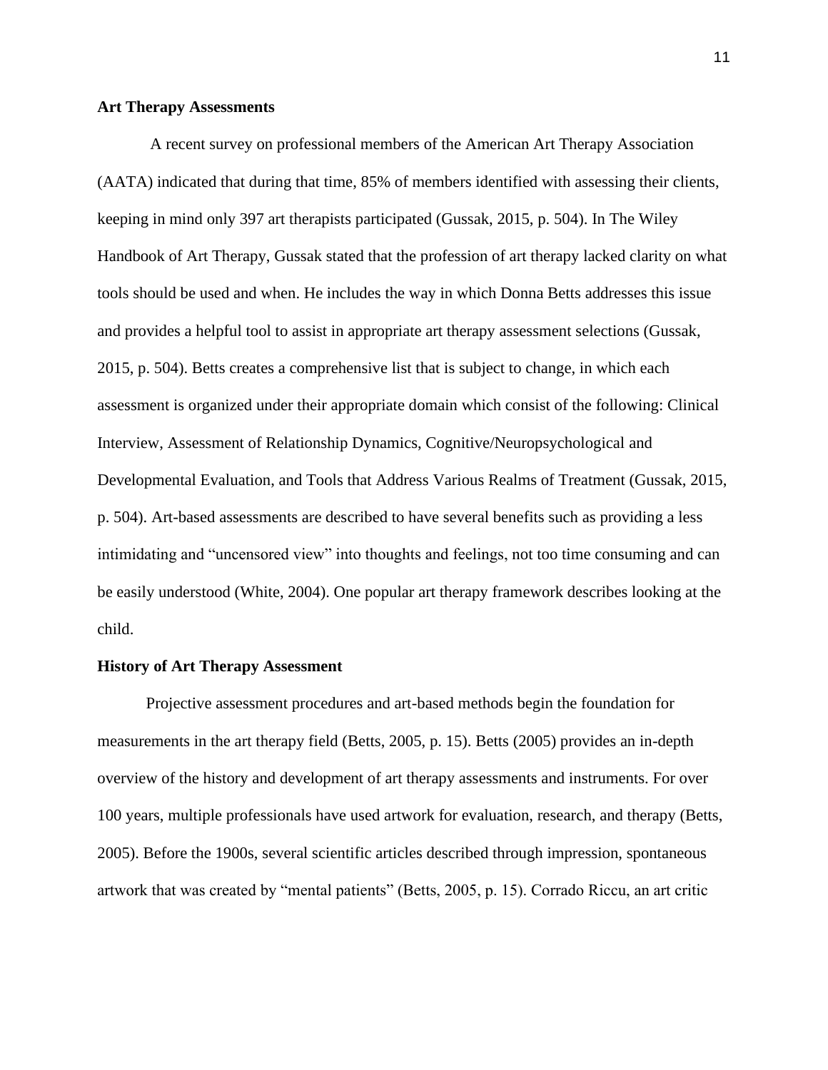**Art Therapy Assessments**

A recent survey on professional members of the American Art Therapy Association (AATA) indicated that during that time, 85% of members identified with assessing their clients, keeping in mind only 397 art therapists participated (Gussak, 2015, p. 504). In The Wiley Handbook of Art Therapy, Gussak stated that the profession of art therapy lacked clarity on what tools should be used and when. He includes the way in which Donna Betts addresses this issue and provides a helpful tool to assist in appropriate art therapy assessment selections (Gussak, 2015, p. 504). Betts creates a comprehensive list that is subject to change, in which each assessment is organized under their appropriate domain which consist of the following: Clinical Interview, Assessment of Relationship Dynamics, Cognitive/Neuropsychological and Developmental Evaluation, and Tools that Address Various Realms of Treatment (Gussak, 2015, p. 504). Art-based assessments are described to have several benefits such as providing a less intimidating and "uncensored view" into thoughts and feelings, not too time consuming and can be easily understood (White, 2004). One popular art therapy framework describes looking at the child.

**History of Art Therapy Assessment**

Projective assessment procedures and art-based methods begin the foundation for measurements in the art therapy field (Betts, 2005, p. 15). Betts (2005) provides an in-depth overview of the history and development of art therapy assessments and instruments. For over 100 years, multiple professionals have used artwork for evaluation, research, and therapy (Betts, 2005). Before the 1900s, several scientific articles described through impression, spontaneous artwork that was created by "mental patients" (Betts, 2005, p. 15). Corrado Riccu, an art critic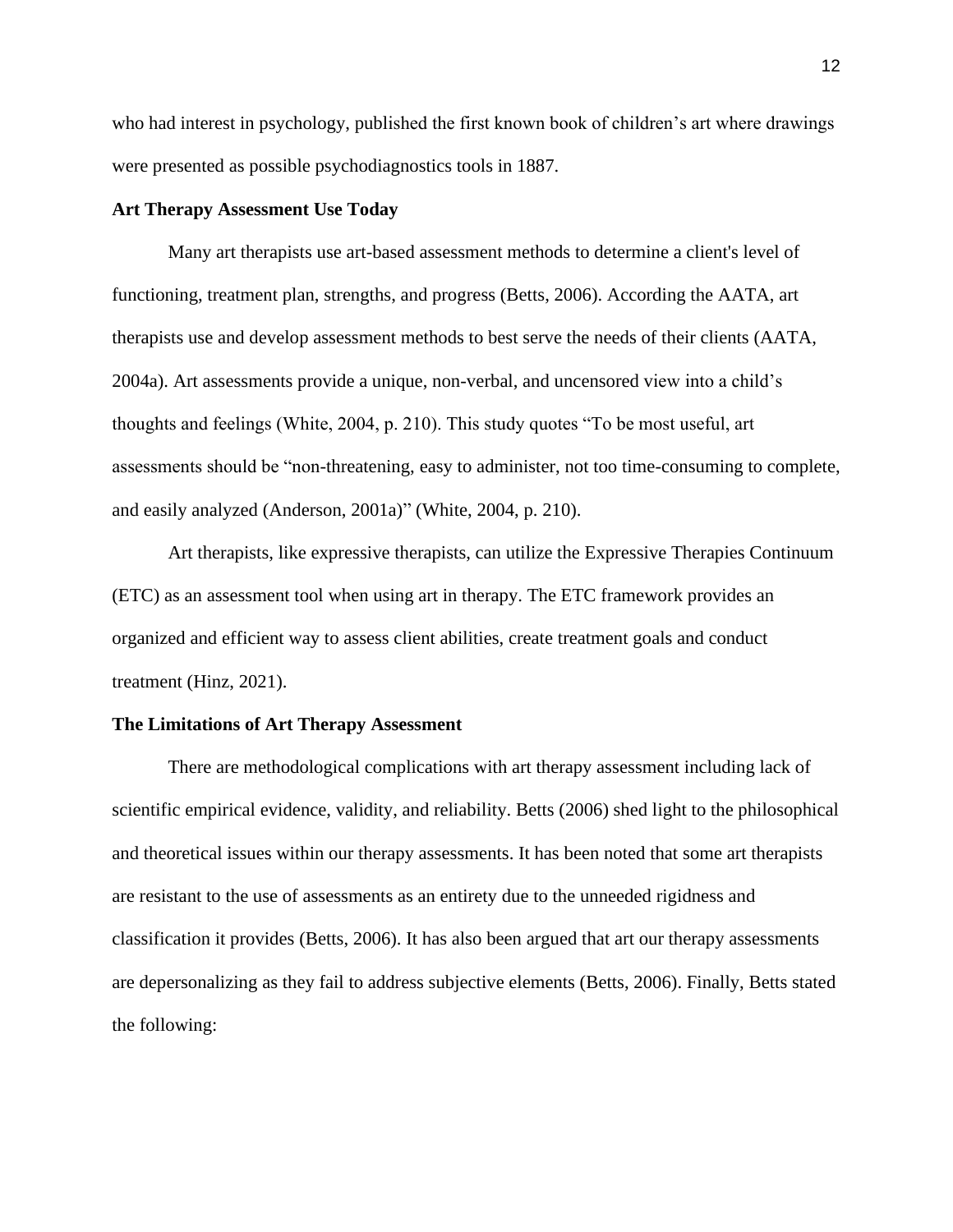who had interest in psychology, published the first known book of children's art where drawings were presented as possible psychodiagnostics tools in 1887.

**Art Therapy Assessment Use Today**

Many art therapists use art-based assessment methods to determine a client's level of functioning, treatment plan, strengths, and progress (Betts, 2006). According the AATA, art therapists use and develop assessment methods to best serve the needs of their clients (AATA, 2004a). Art assessments provide a unique, non-verbal, and uncensored view into a child's thoughts and feelings (White, 2004, p. 210). This study quotes "To be most useful, art assessments should be "non-threatening, easy to administer, not too time-consuming to complete, and easily analyzed (Anderson, 2001a)" (White, 2004, p. 210).

Art therapists, like expressive therapists, can utilize the Expressive Therapies Continuum (ETC) as an assessment tool when using art in therapy. The ETC framework provides an organized and efficient way to assess client abilities, create treatment goals and conduct treatment (Hinz, 2021).

**The Limitations of Art Therapy Assessment**

There are methodological complications with art therapy assessment including lack of scientific empirical evidence, validity, and reliability. Betts (2006) shed light to the philosophical and theoretical issues within our therapy assessments. It has been noted that some art therapists are resistant to the use of assessments as an entirety due to the unneeded rigidness and classification it provides (Betts, 2006). It has also been argued that art our therapy assessments are depersonalizing as they fail to address subjective elements (Betts, 2006). Finally, Betts stated the following: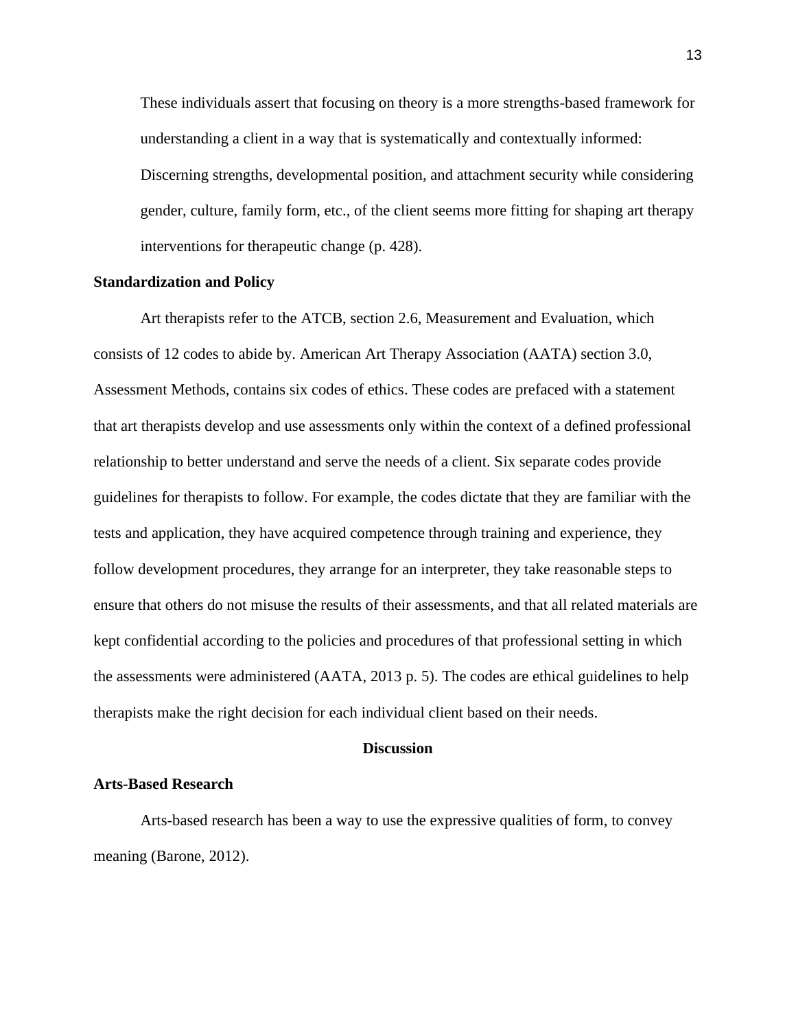> These individuals assert that focusing on theory is a more strengths-based framework for understanding a client in a way that is systematically and contextually informed: Discerning strengths, developmental position, and attachment security while considering gender, culture, family form, etc., of the client seems more fitting for shaping art therapy interventions for therapeutic change (p. 428).

**Standardization and Policy**

Art therapists refer to the ATCB, section 2.6, Measurement and Evaluation, which consists of 12 codes to abide by. American Art Therapy Association (AATA) section 3.0, Assessment Methods, contains six codes of ethics. These codes are prefaced with a statement that art therapists develop and use assessments only within the context of a defined professional relationship to better understand and serve the needs of a client. Six separate codes provide guidelines for therapists to follow. For example, the codes dictate that they are familiar with the tests and application, they have acquired competence through training and experience, they follow development procedures, they arrange for an interpreter, they take reasonable steps to ensure that others do not misuse the results of their assessments, and that all related materials are kept confidential according to the policies and procedures of that professional setting in which the assessments were administered (AATA, 2013 p. 5). The codes are ethical guidelines to help therapists make the right decision for each individual client based on their needs.

## Discussion

**Arts-Based Research**

Arts-based research has been a way to use the expressive qualities of form, to convey meaning (Barone, 2012).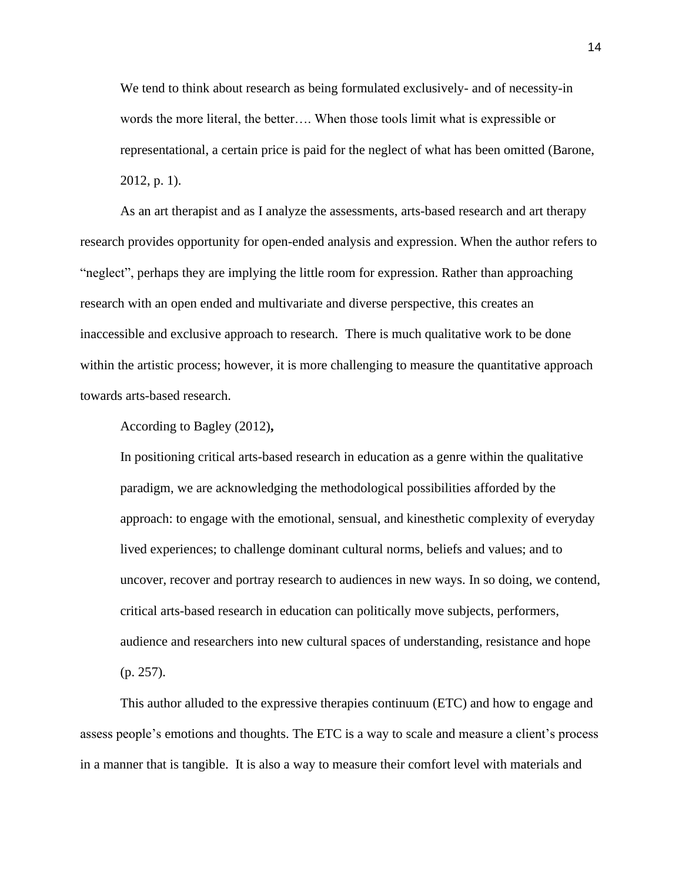> We tend to think about research as being formulated exclusively- and of necessity-in words the more literal, the better…. When those tools limit what is expressible or representational, a certain price is paid for the neglect of what has been omitted (Barone, 2012, p. 1).

As an art therapist and as I analyze the assessments, arts-based research and art therapy research provides opportunity for open-ended analysis and expression. When the author refers to "neglect", perhaps they are implying the little room for expression. Rather than approaching research with an open ended and multivariate and diverse perspective, this creates an inaccessible and exclusive approach to research. There is much qualitative work to be done within the artistic process; however, it is more challenging to measure the quantitative approach towards arts-based research.

According to Bagley (2012)**,**

> In positioning critical arts-based research in education as a genre within the qualitative paradigm, we are acknowledging the methodological possibilities afforded by the approach: to engage with the emotional, sensual, and kinesthetic complexity of everyday lived experiences; to challenge dominant cultural norms, beliefs and values; and to uncover, recover and portray research to audiences in new ways. In so doing, we contend, critical arts-based research in education can politically move subjects, performers, audience and researchers into new cultural spaces of understanding, resistance and hope (p. 257).

This author alluded to the expressive therapies continuum (ETC) and how to engage and assess people's emotions and thoughts. The ETC is a way to scale and measure a client's process in a manner that is tangible. It is also a way to measure their comfort level with materials and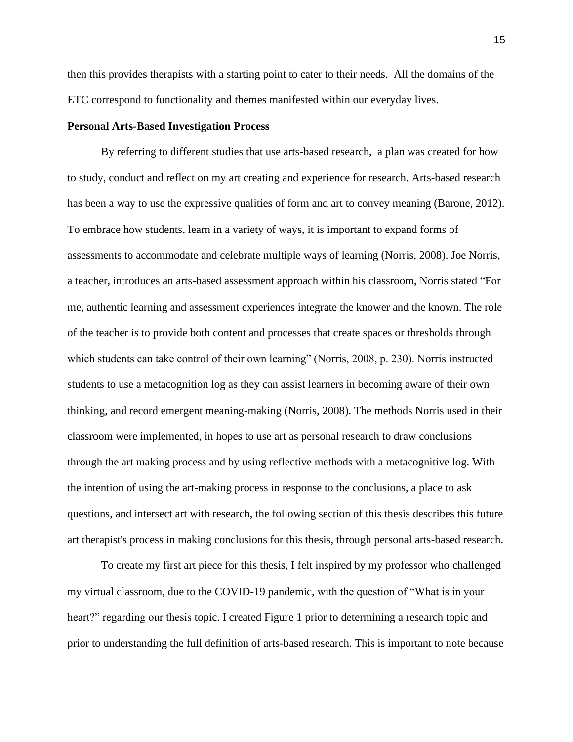then this provides therapists with a starting point to cater to their needs. All the domains of the ETC correspond to functionality and themes manifested within our everyday lives.

**Personal Arts-Based Investigation Process**

By referring to different studies that use arts-based research, a plan was created for how to study, conduct and reflect on my art creating and experience for research. Arts-based research has been a way to use the expressive qualities of form and art to convey meaning (Barone, 2012). To embrace how students, learn in a variety of ways, it is important to expand forms of assessments to accommodate and celebrate multiple ways of learning (Norris, 2008). Joe Norris, a teacher, introduces an arts-based assessment approach within his classroom, Norris stated "For me, authentic learning and assessment experiences integrate the knower and the known. The role of the teacher is to provide both content and processes that create spaces or thresholds through which students can take control of their own learning" (Norris, 2008, p. 230). Norris instructed students to use a metacognition log as they can assist learners in becoming aware of their own thinking, and record emergent meaning-making (Norris, 2008). The methods Norris used in their classroom were implemented, in hopes to use art as personal research to draw conclusions through the art making process and by using reflective methods with a metacognitive log. With the intention of using the art-making process in response to the conclusions, a place to ask questions, and intersect art with research, the following section of this thesis describes this future art therapist's process in making conclusions for this thesis, through personal arts-based research.

To create my first art piece for this thesis, I felt inspired by my professor who challenged my virtual classroom, due to the COVID-19 pandemic, with the question of "What is in your heart?" regarding our thesis topic. I created Figure 1 prior to determining a research topic and prior to understanding the full definition of arts-based research. This is important to note because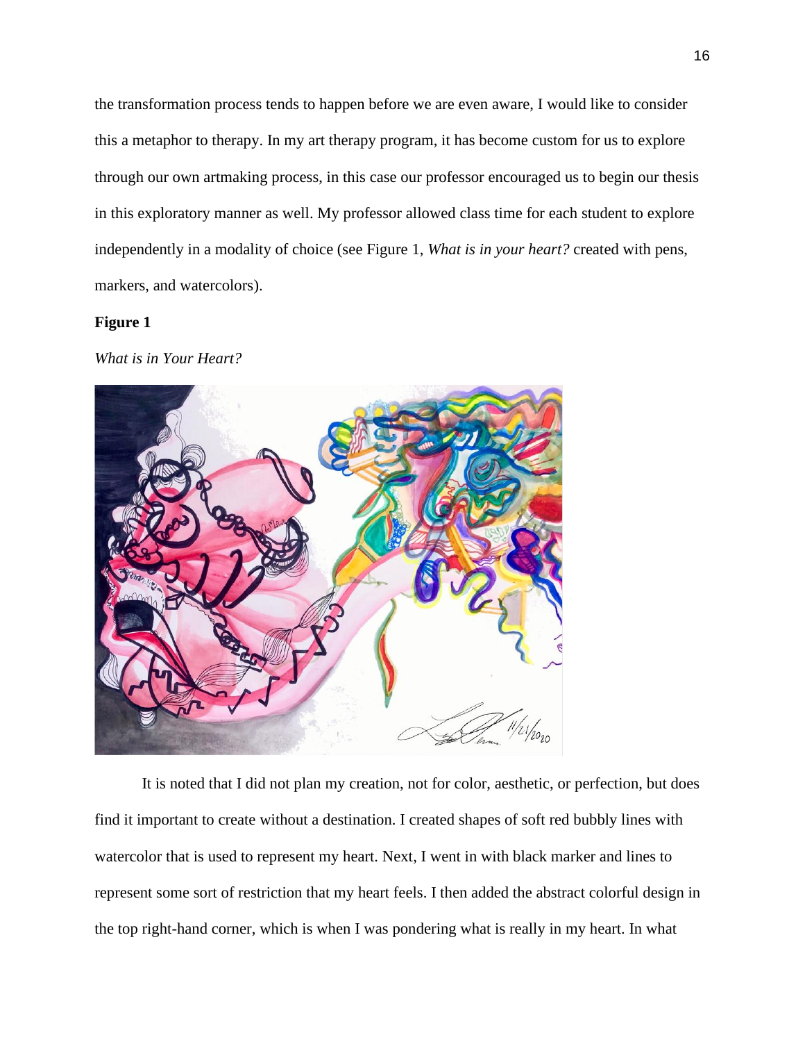the transformation process tends to happen before we are even aware, I would like to consider this a metaphor to therapy. In my art therapy program, it has become custom for us to explore through our own artmaking process, in this case our professor encouraged us to begin our thesis in this exploratory manner as well. My professor allowed class time for each student to explore independently in a modality of choice (see Figure 1, *What is in your heart?* created with pens, markers, and watercolors).

**Figure 1**

*What is in Your Heart?*

It is noted that I did not plan my creation, not for color, aesthetic, or perfection, but does find it important to create without a destination. I created shapes of soft red bubbly lines with watercolor that is used to represent my heart. Next, I went in with black marker and lines to represent some sort of restriction that my heart feels. I then added the abstract colorful design in the top right-hand corner, which is when I was pondering what is really in my heart. In what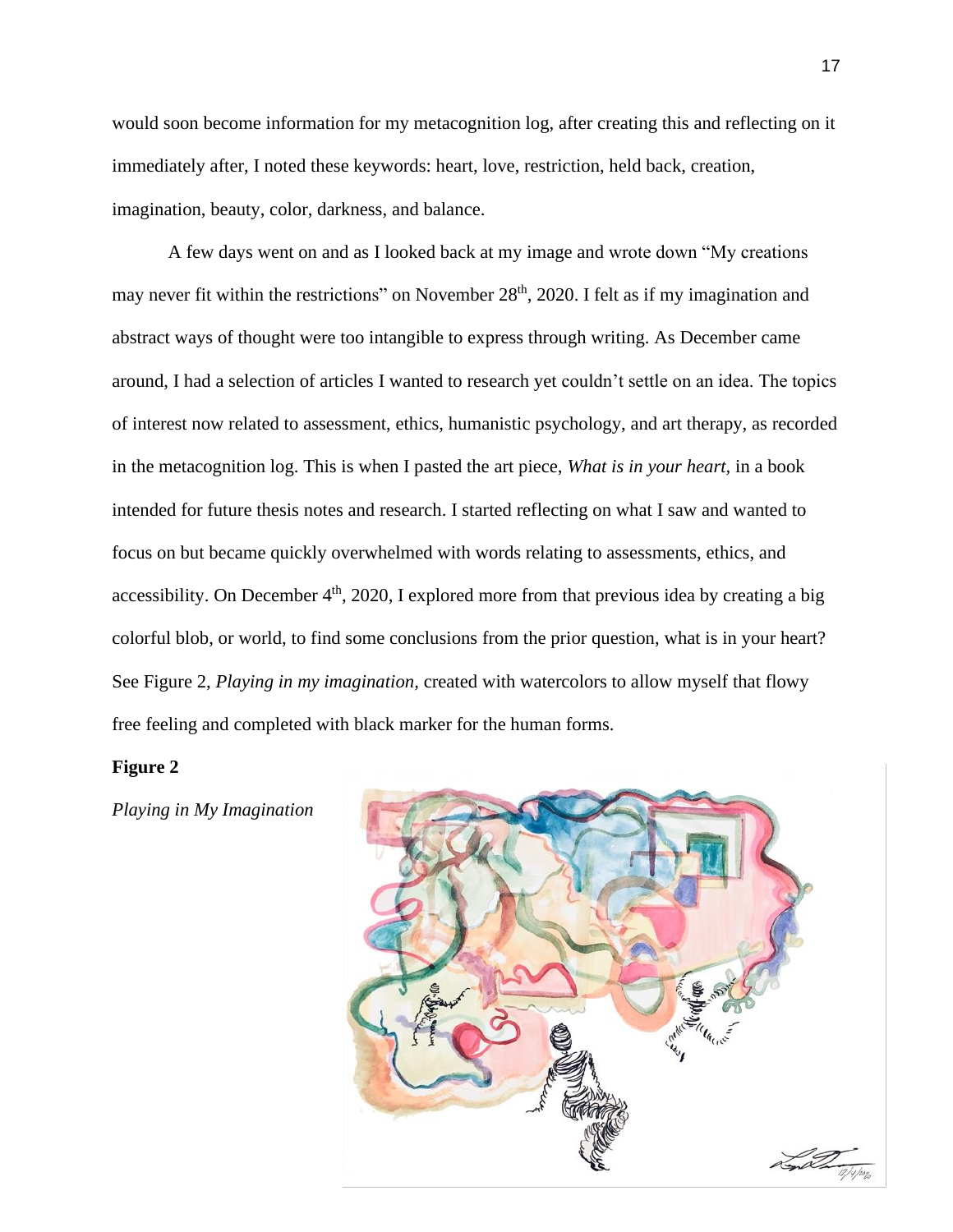would soon become information for my metacognition log, after creating this and reflecting on it immediately after, I noted these keywords: heart, love, restriction, held back, creation, imagination, beauty, color, darkness, and balance.

A few days went on and as I looked back at my image and wrote down "My creations may never fit within the restrictions" on November 28th, 2020. I felt as if my imagination and abstract ways of thought were too intangible to express through writing. As December came around, I had a selection of articles I wanted to research yet couldn't settle on an idea. The topics of interest now related to assessment, ethics, humanistic psychology, and art therapy, as recorded in the metacognition log. This is when I pasted the art piece, *What is in your heart*, in a book intended for future thesis notes and research. I started reflecting on what I saw and wanted to focus on but became quickly overwhelmed with words relating to assessments, ethics, and accessibility. On December 4th, 2020, I explored more from that previous idea by creating a big colorful blob, or world, to find some conclusions from the prior question, what is in your heart? See Figure 2, *Playing in my imagination*, created with watercolors to allow myself that flowy free feeling and completed with black marker for the human forms.

**Figure 2**

*Playing in My Imagination*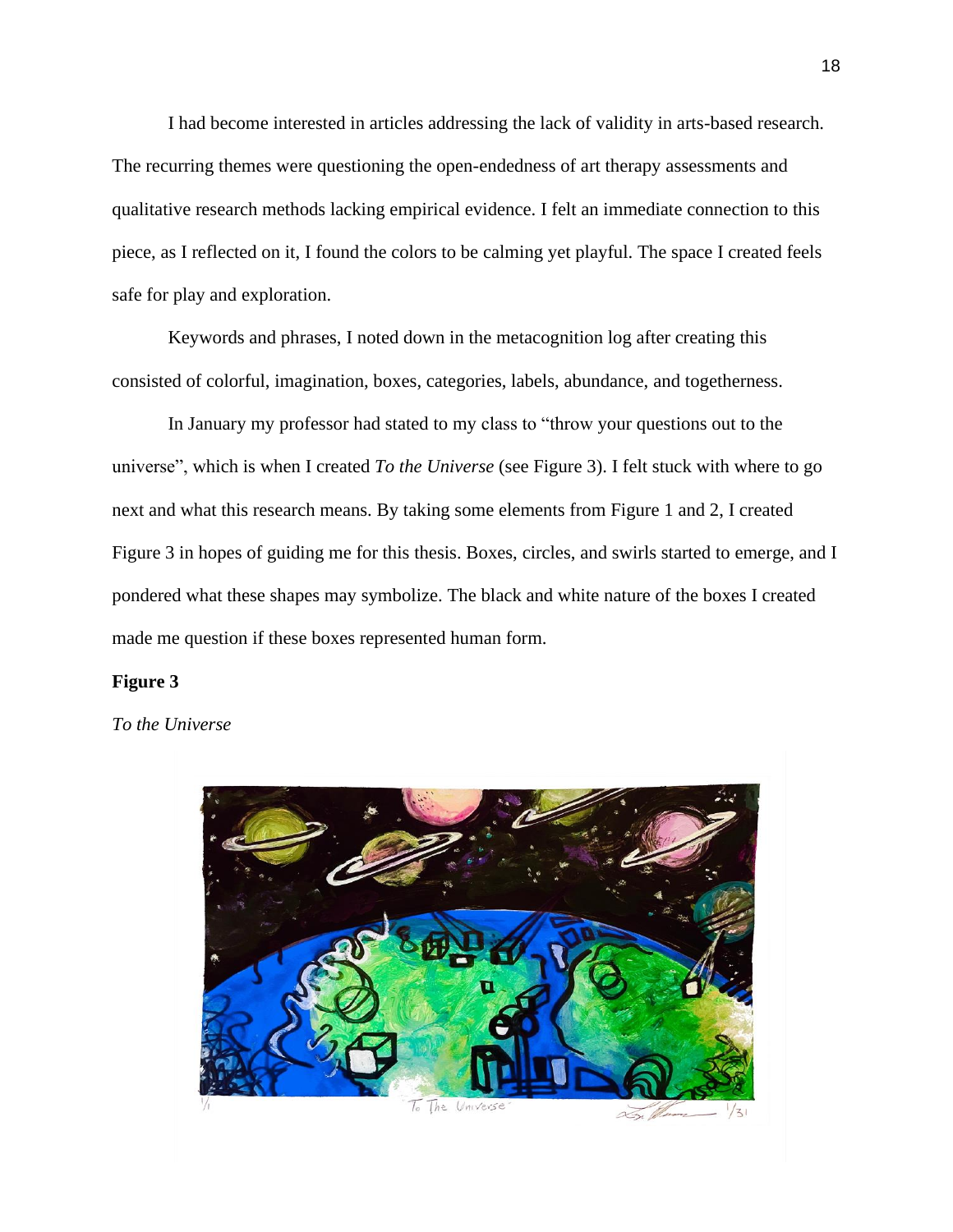I had become interested in articles addressing the lack of validity in arts-based research. The recurring themes were questioning the open-endedness of art therapy assessments and qualitative research methods lacking empirical evidence. I felt an immediate connection to this piece, as I reflected on it, I found the colors to be calming yet playful. The space I created feels safe for play and exploration.

Keywords and phrases, I noted down in the metacognition log after creating this consisted of colorful, imagination, boxes, categories, labels, abundance, and togetherness.

In January my professor had stated to my class to "throw your questions out to the universe", which is when I created *To the Universe* (see Figure 3). I felt stuck with where to go next and what this research means. By taking some elements from Figure 1 and 2, I created Figure 3 in hopes of guiding me for this thesis. Boxes, circles, and swirls started to emerge, and I pondered what these shapes may symbolize. The black and white nature of the boxes I created made me question if these boxes represented human form.

**Figure 3**

*To the Universe*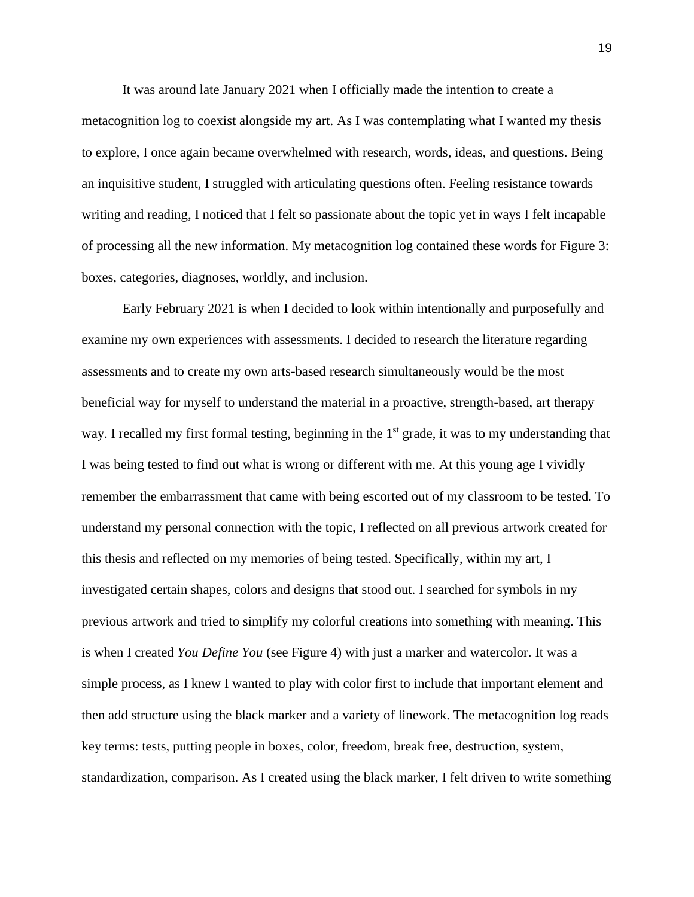It was around late January 2021 when I officially made the intention to create a metacognition log to coexist alongside my art. As I was contemplating what I wanted my thesis to explore, I once again became overwhelmed with research, words, ideas, and questions. Being an inquisitive student, I struggled with articulating questions often. Feeling resistance towards writing and reading, I noticed that I felt so passionate about the topic yet in ways I felt incapable of processing all the new information. My metacognition log contained these words for Figure 3: boxes, categories, diagnoses, worldly, and inclusion.

Early February 2021 is when I decided to look within intentionally and purposefully and examine my own experiences with assessments. I decided to research the literature regarding assessments and to create my own arts-based research simultaneously would be the most beneficial way for myself to understand the material in a proactive, strength-based, art therapy way. I recalled my first formal testing, beginning in the 1st grade, it was to my understanding that I was being tested to find out what is wrong or different with me. At this young age I vividly remember the embarrassment that came with being escorted out of my classroom to be tested. To understand my personal connection with the topic, I reflected on all previous artwork created for this thesis and reflected on my memories of being tested. Specifically, within my art, I investigated certain shapes, colors and designs that stood out. I searched for symbols in my previous artwork and tried to simplify my colorful creations into something with meaning. This is when I created *You Define You* (see Figure 4) with just a marker and watercolor. It was a simple process, as I knew I wanted to play with color first to include that important element and then add structure using the black marker and a variety of linework. The metacognition log reads key terms: tests, putting people in boxes, color, freedom, break free, destruction, system, standardization, comparison. As I created using the black marker, I felt driven to write something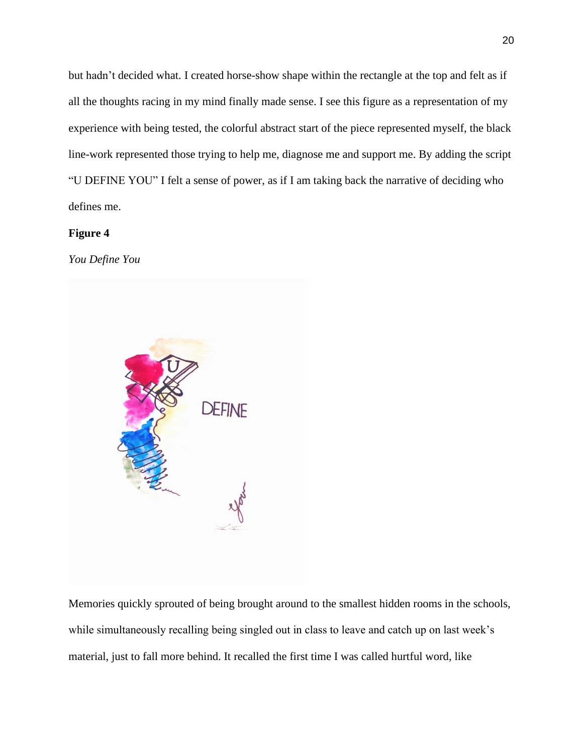but hadn't decided what. I created horse-show shape within the rectangle at the top and felt as if all the thoughts racing in my mind finally made sense. I see this figure as a representation of my experience with being tested, the colorful abstract start of the piece represented myself, the black line-work represented those trying to help me, diagnose me and support me. By adding the script "U DEFINE YOU" I felt a sense of power, as if I am taking back the narrative of deciding who defines me.

**Figure 4**

*You Define You*

Memories quickly sprouted of being brought around to the smallest hidden rooms in the schools, while simultaneously recalling being singled out in class to leave and catch up on last week's material, just to fall more behind. It recalled the first time I was called hurtful word, like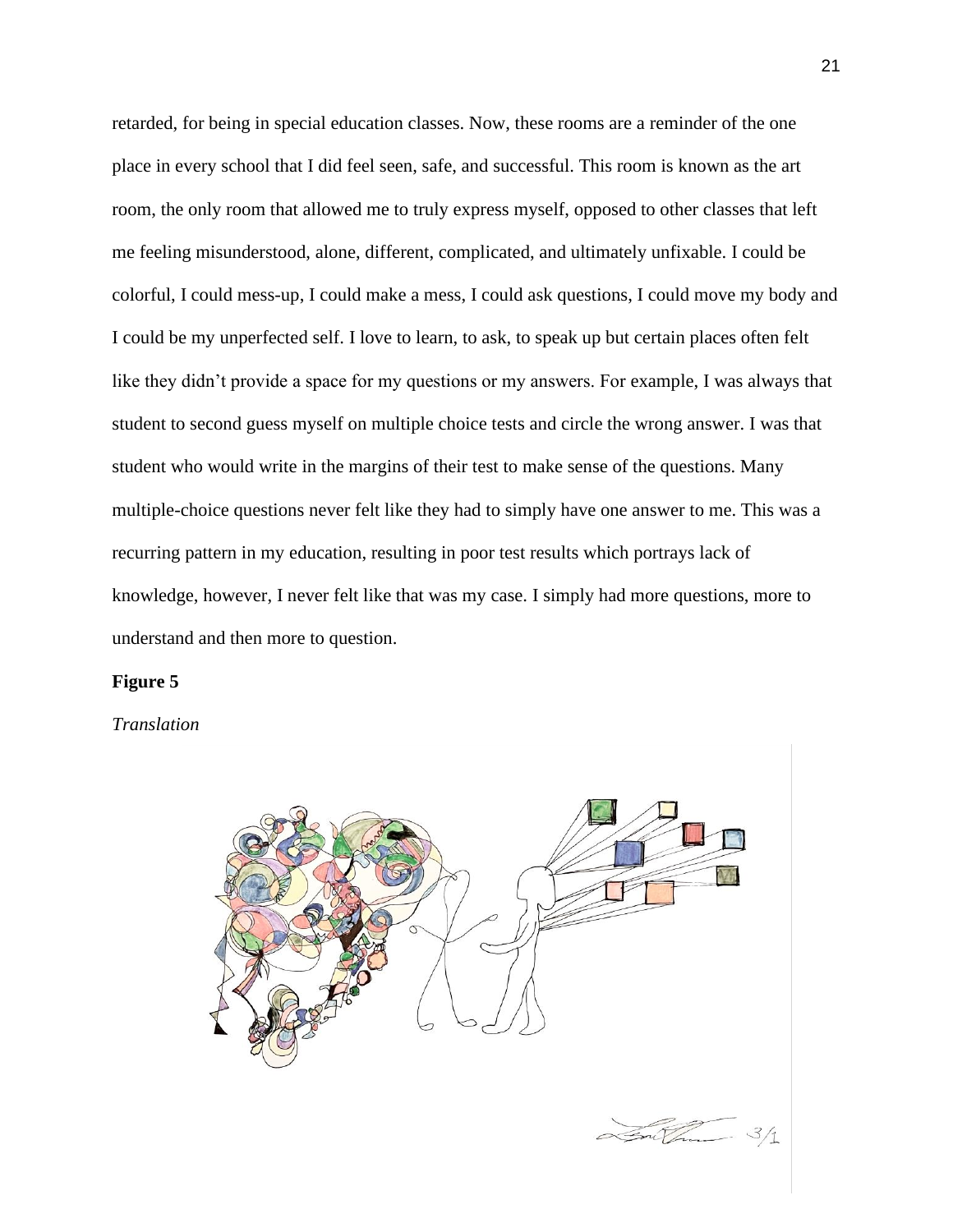retarded, for being in special education classes. Now, these rooms are a reminder of the one place in every school that I did feel seen, safe, and successful. This room is known as the art room, the only room that allowed me to truly express myself, opposed to other classes that left me feeling misunderstood, alone, different, complicated, and ultimately unfixable. I could be colorful, I could mess-up, I could make a mess, I could ask questions, I could move my body and I could be my unperfected self. I love to learn, to ask, to speak up but certain places often felt like they didn't provide a space for my questions or my answers. For example, I was always that student to second guess myself on multiple choice tests and circle the wrong answer. I was that student who would write in the margins of their test to make sense of the questions. Many multiple-choice questions never felt like they had to simply have one answer to me. This was a recurring pattern in my education, resulting in poor test results which portrays lack of knowledge, however, I never felt like that was my case. I simply had more questions, more to understand and then more to question.

**Figure 5**

*Translation*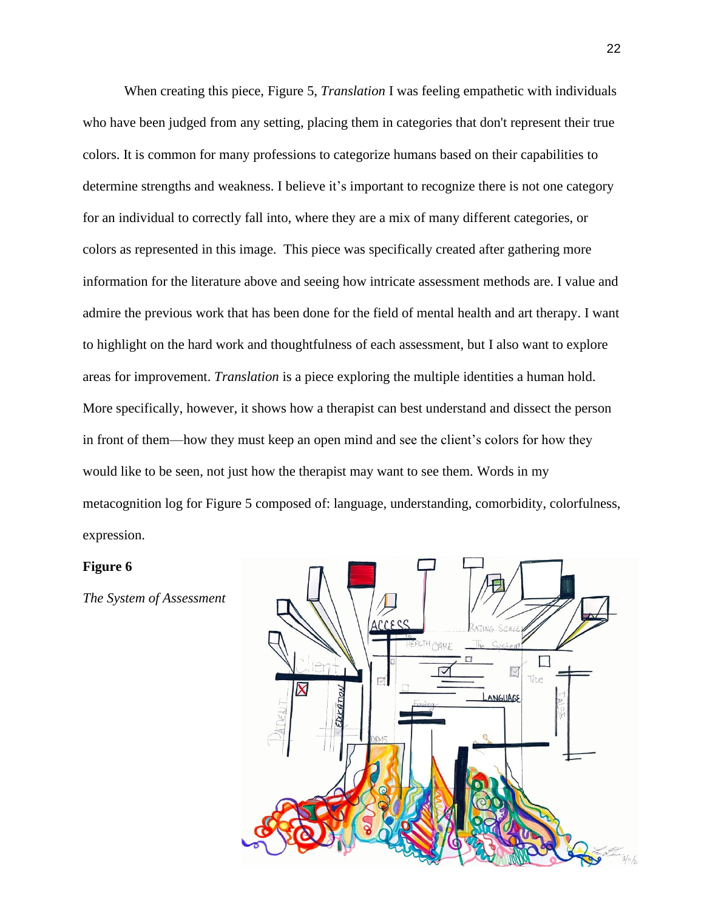When creating this piece, Figure 5, *Translation* I was feeling empathetic with individuals who have been judged from any setting, placing them in categories that don't represent their true colors. It is common for many professions to categorize humans based on their capabilities to determine strengths and weakness. I believe it's important to recognize there is not one category for an individual to correctly fall into, where they are a mix of many different categories, or colors as represented in this image. This piece was specifically created after gathering more information for the literature above and seeing how intricate assessment methods are. I value and admire the previous work that has been done for the field of mental health and art therapy. I want to highlight on the hard work and thoughtfulness of each assessment, but I also want to explore areas for improvement. *Translation* is a piece exploring the multiple identities a human hold. More specifically, however, it shows how a therapist can best understand and dissect the person in front of them—how they must keep an open mind and see the client's colors for how they would like to be seen, not just how the therapist may want to see them. Words in my metacognition log for Figure 5 composed of: language, understanding, comorbidity, colorfulness, expression.

**Figure 6**

*The System of Assessment*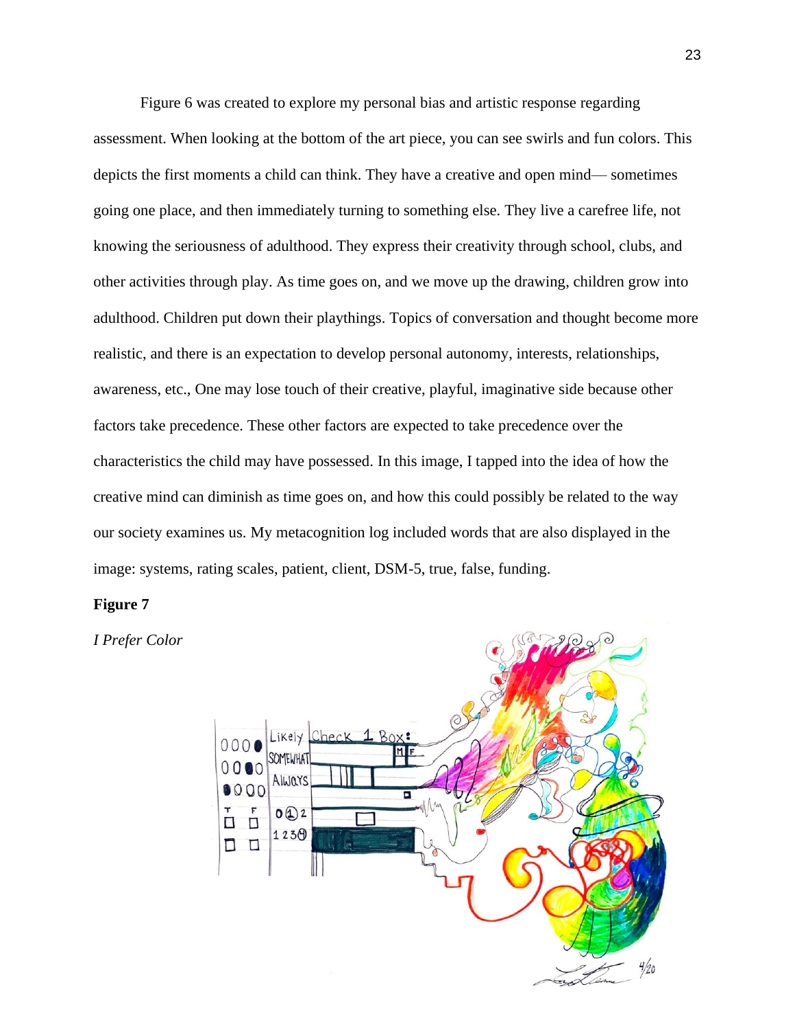Figure 6 was created to explore my personal bias and artistic response regarding assessment. When looking at the bottom of the art piece, you can see swirls and fun colors. This depicts the first moments a child can think. They have a creative and open mind— sometimes going one place, and then immediately turning to something else. They live a carefree life, not knowing the seriousness of adulthood. They express their creativity through school, clubs, and other activities through play. As time goes on, and we move up the drawing, children grow into adulthood. Children put down their playthings. Topics of conversation and thought become more realistic, and there is an expectation to develop personal autonomy, interests, relationships, awareness, etc., One may lose touch of their creative, playful, imaginative side because other factors take precedence. These other factors are expected to take precedence over the characteristics the child may have possessed. In this image, I tapped into the idea of how the creative mind can diminish as time goes on, and how this could possibly be related to the way our society examines us. My metacognition log included words that are also displayed in the image: systems, rating scales, patient, client, DSM-5, true, false, funding.

**Figure 7**

*I Prefer Color*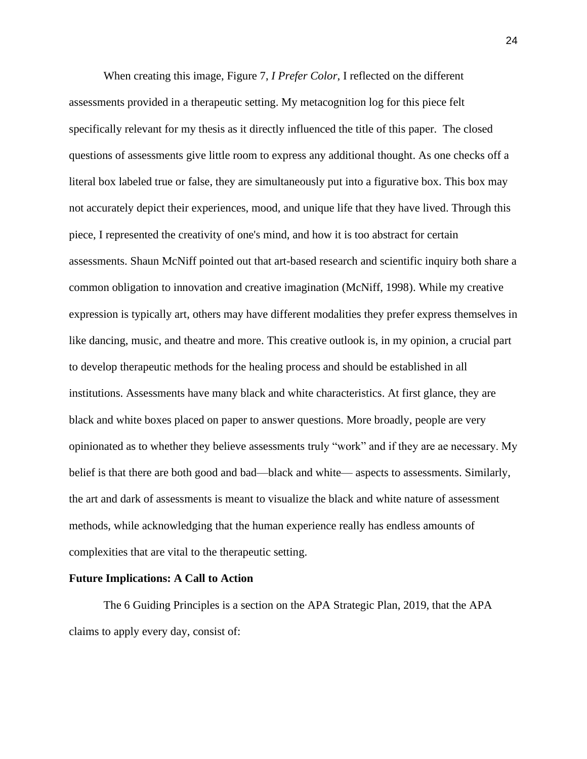When creating this image, Figure 7, *I Prefer Color*, I reflected on the different assessments provided in a therapeutic setting. My metacognition log for this piece felt specifically relevant for my thesis as it directly influenced the title of this paper. The closed questions of assessments give little room to express any additional thought. As one checks off a literal box labeled true or false, they are simultaneously put into a figurative box. This box may not accurately depict their experiences, mood, and unique life that they have lived. Through this piece, I represented the creativity of one's mind, and how it is too abstract for certain assessments. Shaun McNiff pointed out that art-based research and scientific inquiry both share a common obligation to innovation and creative imagination (McNiff, 1998). While my creative expression is typically art, others may have different modalities they prefer express themselves in like dancing, music, and theatre and more. This creative outlook is, in my opinion, a crucial part to develop therapeutic methods for the healing process and should be established in all institutions. Assessments have many black and white characteristics. At first glance, they are black and white boxes placed on paper to answer questions. More broadly, people are very opinionated as to whether they believe assessments truly "work" and if they are ae necessary. My belief is that there are both good and bad—black and white— aspects to assessments. Similarly, the art and dark of assessments is meant to visualize the black and white nature of assessment methods, while acknowledging that the human experience really has endless amounts of complexities that are vital to the therapeutic setting.

**Future Implications: A Call to Action**

The 6 Guiding Principles is a section on the APA Strategic Plan, 2019, that the APA claims to apply every day, consist of: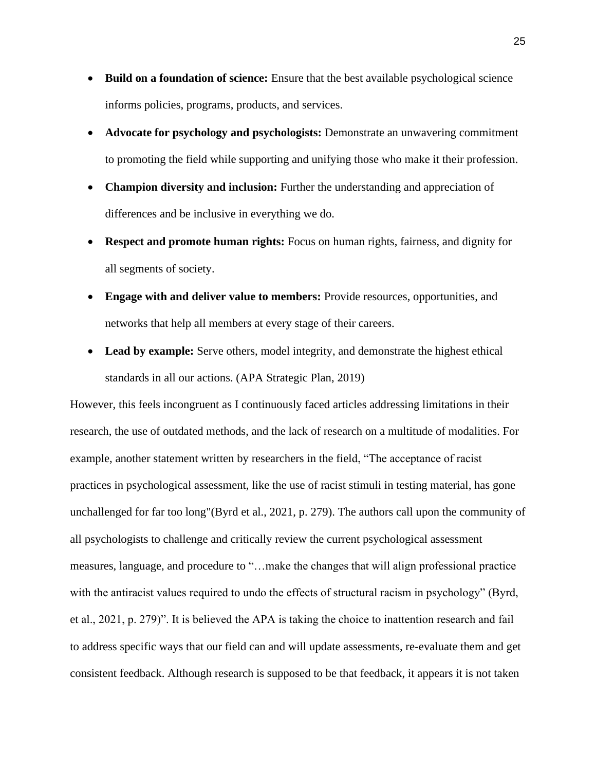- **Build on a foundation of science:** Ensure that the best available psychological science informs policies, programs, products, and services.
- **Advocate for psychology and psychologists:** Demonstrate an unwavering commitment to promoting the field while supporting and unifying those who make it their profession.
- **Champion diversity and inclusion:** Further the understanding and appreciation of differences and be inclusive in everything we do.
- **Respect and promote human rights:** Focus on human rights, fairness, and dignity for all segments of society.
- **Engage with and deliver value to members:** Provide resources, opportunities, and networks that help all members at every stage of their careers.
- **Lead by example:** Serve others, model integrity, and demonstrate the highest ethical standards in all our actions. (APA Strategic Plan, 2019)

However, this feels incongruent as I continuously faced articles addressing limitations in their research, the use of outdated methods, and the lack of research on a multitude of modalities. For example, another statement written by researchers in the field, "The acceptance of racist practices in psychological assessment, like the use of racist stimuli in testing material, has gone unchallenged for far too long"(Byrd et al., 2021, p. 279). The authors call upon the community of all psychologists to challenge and critically review the current psychological assessment measures, language, and procedure to "…make the changes that will align professional practice with the antiracist values required to undo the effects of structural racism in psychology" (Byrd, et al., 2021, p. 279)". It is believed the APA is taking the choice to inattention research and fail to address specific ways that our field can and will update assessments, re-evaluate them and get consistent feedback. Although research is supposed to be that feedback, it appears it is not taken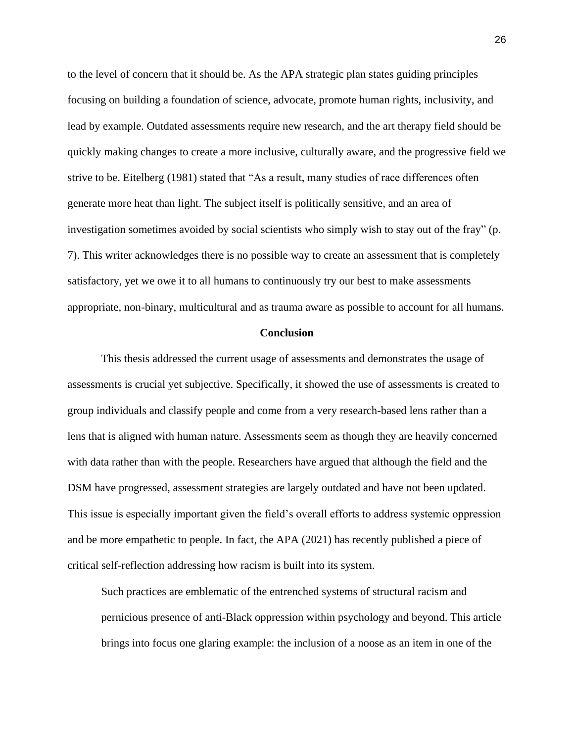to the level of concern that it should be. As the APA strategic plan states guiding principles focusing on building a foundation of science, advocate, promote human rights, inclusivity, and lead by example. Outdated assessments require new research, and the art therapy field should be quickly making changes to create a more inclusive, culturally aware, and the progressive field we strive to be. Eitelberg (1981) stated that "As a result, many studies of race differences often generate more heat than light. The subject itself is politically sensitive, and an area of investigation sometimes avoided by social scientists who simply wish to stay out of the fray" (p. 7). This writer acknowledges there is no possible way to create an assessment that is completely satisfactory, yet we owe it to all humans to continuously try our best to make assessments appropriate, non-binary, multicultural and as trauma aware as possible to account for all humans.

## Conclusion

This thesis addressed the current usage of assessments and demonstrates the usage of assessments is crucial yet subjective. Specifically, it showed the use of assessments is created to group individuals and classify people and come from a very research-based lens rather than a lens that is aligned with human nature. Assessments seem as though they are heavily concerned with data rather than with the people. Researchers have argued that although the field and the DSM have progressed, assessment strategies are largely outdated and have not been updated. This issue is especially important given the field's overall efforts to address systemic oppression and be more empathetic to people. In fact, the APA (2021) has recently published a piece of critical self-reflection addressing how racism is built into its system.

> Such practices are emblematic of the entrenched systems of structural racism and pernicious presence of anti-Black oppression within psychology and beyond. This article brings into focus one glaring example: the inclusion of a noose as an item in one of the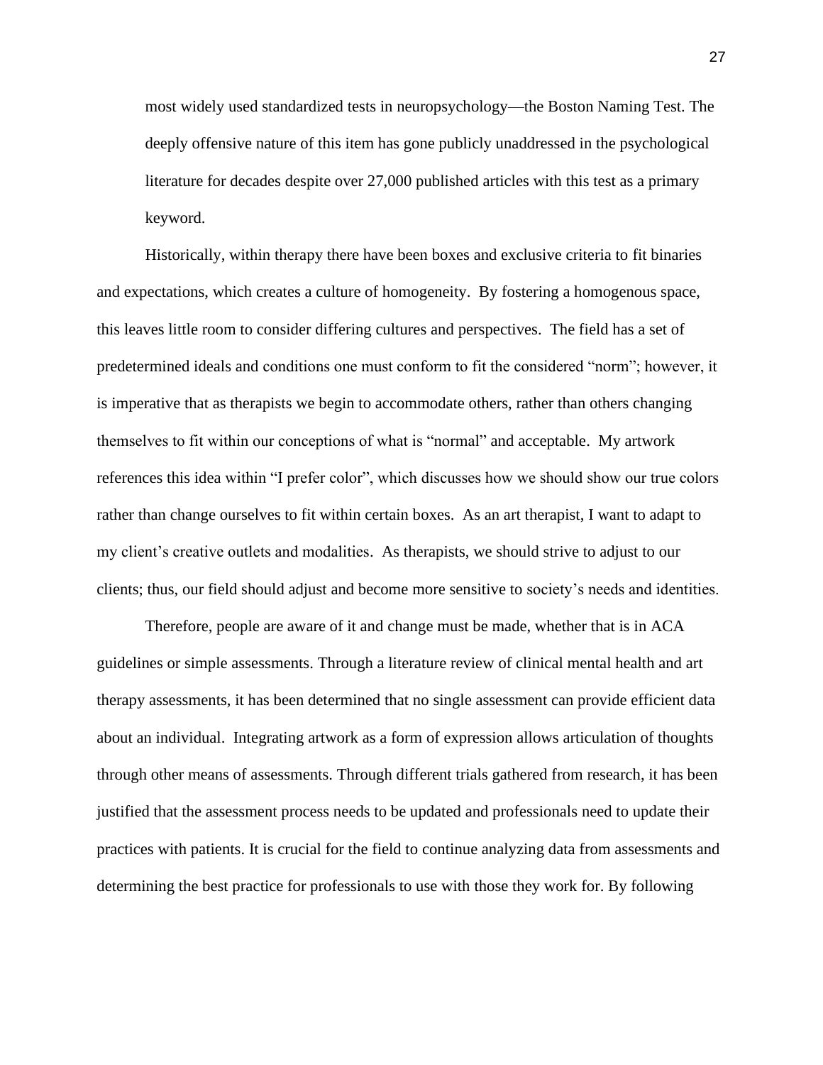most widely used standardized tests in neuropsychology—the Boston Naming Test. The deeply offensive nature of this item has gone publicly unaddressed in the psychological literature for decades despite over 27,000 published articles with this test as a primary keyword.

Historically, within therapy there have been boxes and exclusive criteria to fit binaries and expectations, which creates a culture of homogeneity. By fostering a homogenous space, this leaves little room to consider differing cultures and perspectives. The field has a set of predetermined ideals and conditions one must conform to fit the considered "norm"; however, it is imperative that as therapists we begin to accommodate others, rather than others changing themselves to fit within our conceptions of what is "normal" and acceptable. My artwork references this idea within "I prefer color", which discusses how we should show our true colors rather than change ourselves to fit within certain boxes. As an art therapist, I want to adapt to my client's creative outlets and modalities. As therapists, we should strive to adjust to our clients; thus, our field should adjust and become more sensitive to society's needs and identities.

Therefore, people are aware of it and change must be made, whether that is in ACA guidelines or simple assessments. Through a literature review of clinical mental health and art therapy assessments, it has been determined that no single assessment can provide efficient data about an individual. Integrating artwork as a form of expression allows articulation of thoughts through other means of assessments. Through different trials gathered from research, it has been justified that the assessment process needs to be updated and professionals need to update their practices with patients. It is crucial for the field to continue analyzing data from assessments and determining the best practice for professionals to use with those they work for. By following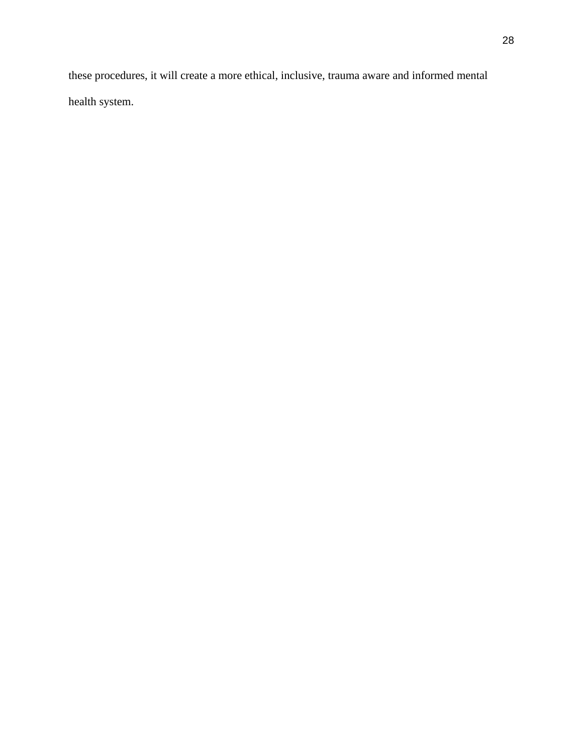these procedures, it will create a more ethical, inclusive, trauma aware and informed mental health system.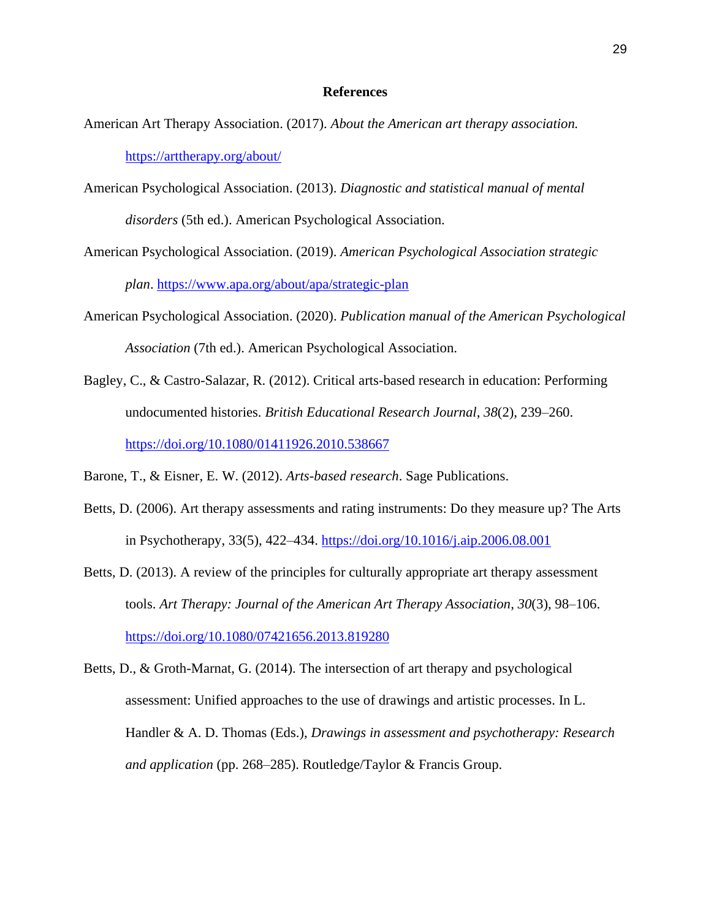# References

American Art Therapy Association. (2017). *About the American art therapy association.* https://arttherapy.org/about/

American Psychological Association. (2013). *Diagnostic and statistical manual of mental disorders* (5th ed.). American Psychological Association.

American Psychological Association. (2019). *American Psychological Association strategic plan*. https://www.apa.org/about/apa/strategic-plan

American Psychological Association. (2020). *Publication manual of the American Psychological Association* (7th ed.). American Psychological Association.

Bagley, C., & Castro-Salazar, R. (2012). Critical arts-based research in education: Performing undocumented histories. *British Educational Research Journal*, *38*(2), 239–260. https://doi.org/10.1080/01411926.2010.538667

Barone, T., & Eisner, E. W. (2012). *Arts-based research*. Sage Publications.

Betts, D. (2006). Art therapy assessments and rating instruments: Do they measure up? The Arts in Psychotherapy, 33(5), 422–434. https://doi.org/10.1016/j.aip.2006.08.001

Betts, D. (2013). A review of the principles for culturally appropriate art therapy assessment tools. *Art Therapy: Journal of the American Art Therapy Association*, *30*(3), 98–106. https://doi.org/10.1080/07421656.2013.819280

Betts, D., & Groth-Marnat, G. (2014). The intersection of art therapy and psychological assessment: Unified approaches to the use of drawings and artistic processes. In L. Handler & A. D. Thomas (Eds.), *Drawings in assessment and psychotherapy: Research and application* (pp. 268–285). Routledge/Taylor & Francis Group.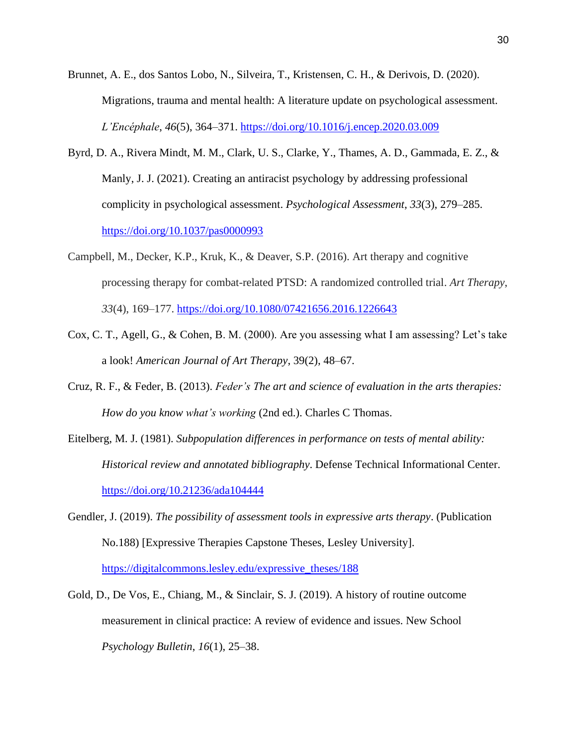Brunnet, A. E., dos Santos Lobo, N., Silveira, T., Kristensen, C. H., & Derivois, D. (2020). Migrations, trauma and mental health: A literature update on psychological assessment. *L'Encéphale*, *46*(5), 364–371. https://doi.org/10.1016/j.encep.2020.03.009

Byrd, D. A., Rivera Mindt, M. M., Clark, U. S., Clarke, Y., Thames, A. D., Gammada, E. Z., & Manly, J. J. (2021). Creating an antiracist psychology by addressing professional complicity in psychological assessment. *Psychological Assessment*, *33*(3), 279–285. https://doi.org/10.1037/pas0000993

Campbell, M., Decker, K.P., Kruk, K., & Deaver, S.P. (2016). Art therapy and cognitive processing therapy for combat-related PTSD: A randomized controlled trial. *Art Therapy*, *33*(4), 169–177. https://doi.org/10.1080/07421656.2016.1226643

Cox, C. T., Agell, G., & Cohen, B. M. (2000). Are you assessing what I am assessing? Let's take a look! *American Journal of Art Therapy*, 39(2), 48–67.

Cruz, R. F., & Feder, B. (2013). *Feder's The art and science of evaluation in the arts therapies: How do you know what's working* (2nd ed.). Charles C Thomas.

Eitelberg, M. J. (1981). *Subpopulation differences in performance on tests of mental ability: Historical review and annotated bibliography*. Defense Technical Informational Center. https://doi.org/10.21236/ada104444

Gendler, J. (2019). *The possibility of assessment tools in expressive arts therapy*. (Publication No.188) [Expressive Therapies Capstone Theses, Lesley University]. https://digitalcommons.lesley.edu/expressive_theses/188

Gold, D., De Vos, E., Chiang, M., & Sinclair, S. J. (2019). A history of routine outcome measurement in clinical practice: A review of evidence and issues. New School *Psychology Bulletin*, *16*(1), 25–38.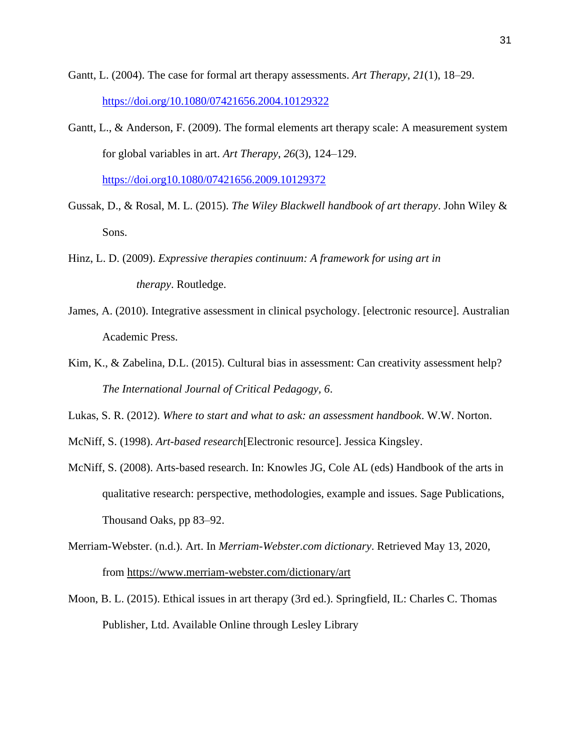Gantt, L. (2004). The case for formal art therapy assessments. *Art Therapy*, *21*(1), 18–29. https://doi.org/10.1080/07421656.2004.10129322

Gantt, L., & Anderson, F. (2009). The formal elements art therapy scale: A measurement system for global variables in art. *Art Therapy*, *26*(3), 124–129. https://doi.org10.1080/07421656.2009.10129372

Gussak, D., & Rosal, M. L. (2015). *The Wiley Blackwell handbook of art therapy*. John Wiley & Sons.

Hinz, L. D. (2009). *Expressive therapies continuum: A framework for using art in therapy*. Routledge.

James, A. (2010). Integrative assessment in clinical psychology. [electronic resource]. Australian Academic Press.

Kim, K., & Zabelina, D.L. (2015). Cultural bias in assessment: Can creativity assessment help? *The International Journal of Critical Pedagogy, 6*.

Lukas, S. R. (2012). *Where to start and what to ask: an assessment handbook*. W.W. Norton.

McNiff, S. (1998). *Art-based research*[Electronic resource]. Jessica Kingsley.

McNiff, S. (2008). Arts-based research. In: Knowles JG, Cole AL (eds) Handbook of the arts in qualitative research: perspective, methodologies, example and issues. Sage Publications, Thousand Oaks, pp 83–92.

Merriam-Webster. (n.d.). Art. In *Merriam-Webster.com dictionary*. Retrieved May 13, 2020, from https://www.merriam-webster.com/dictionary/art

Moon, B. L. (2015). Ethical issues in art therapy (3rd ed.). Springfield, IL: Charles C. Thomas Publisher, Ltd. Available Online through Lesley Library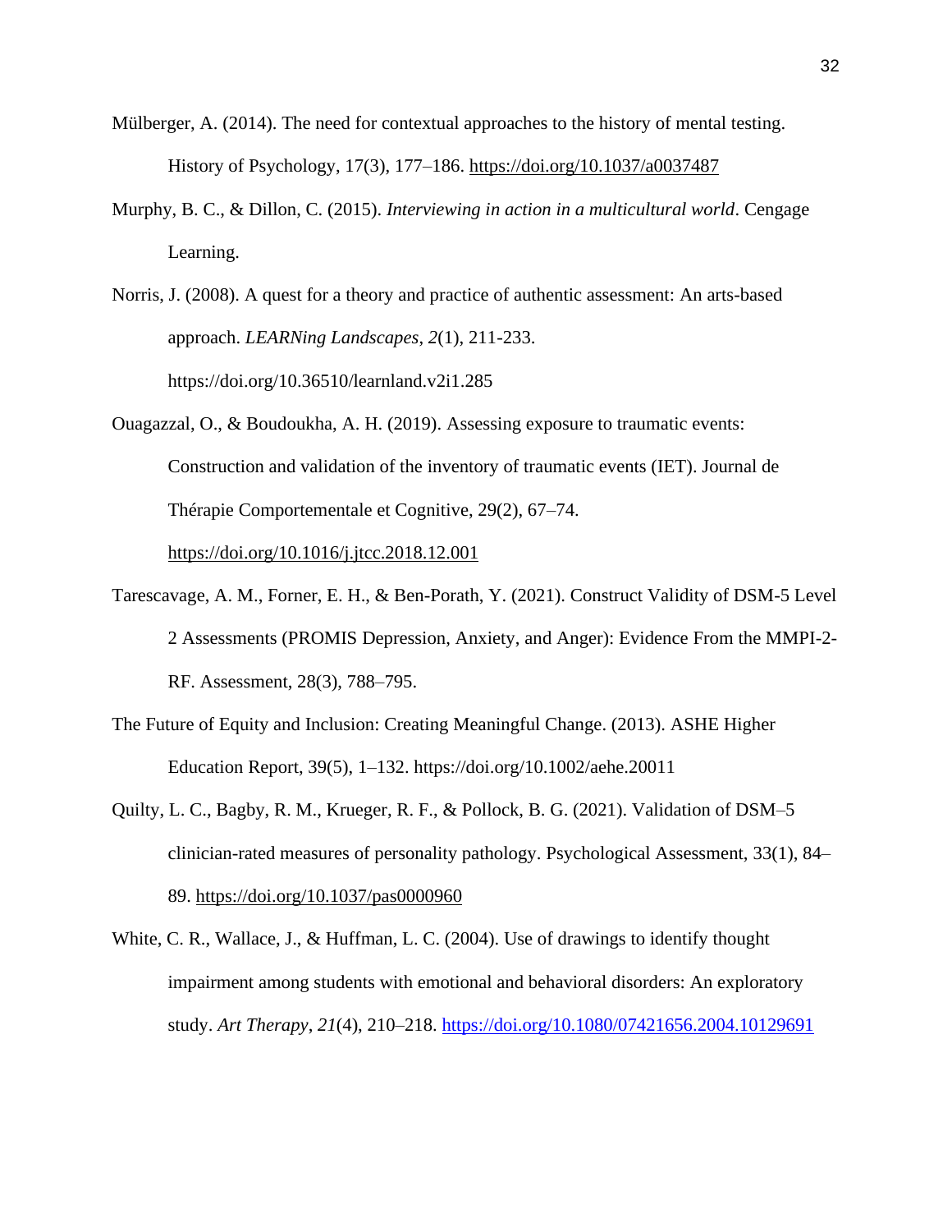Mülberger, A. (2014). The need for contextual approaches to the history of mental testing. History of Psychology, 17(3), 177–186. https://doi.org/10.1037/a0037487

Murphy, B. C., & Dillon, C. (2015). *Interviewing in action in a multicultural world*. Cengage Learning.

Norris, J. (2008). A quest for a theory and practice of authentic assessment: An arts-based approach. *LEARNing Landscapes*, *2*(1), 211-233. https://doi.org/10.36510/learnland.v2i1.285

Ouagazzal, O., & Boudoukha, A. H. (2019). Assessing exposure to traumatic events: Construction and validation of the inventory of traumatic events (IET). Journal de Thérapie Comportementale et Cognitive, 29(2), 67–74. https://doi.org/10.1016/j.jtcc.2018.12.001

Tarescavage, A. M., Forner, E. H., & Ben-Porath, Y. (2021). Construct Validity of DSM-5 Level 2 Assessments (PROMIS Depression, Anxiety, and Anger): Evidence From the MMPI-2-RF. Assessment, 28(3), 788–795.

The Future of Equity and Inclusion: Creating Meaningful Change. (2013). ASHE Higher Education Report, 39(5), 1–132. https://doi.org/10.1002/aehe.20011

Quilty, L. C., Bagby, R. M., Krueger, R. F., & Pollock, B. G. (2021). Validation of DSM–5 clinician-rated measures of personality pathology. Psychological Assessment, 33(1), 84–89. https://doi.org/10.1037/pas0000960

White, C. R., Wallace, J., & Huffman, L. C. (2004). Use of drawings to identify thought impairment among students with emotional and behavioral disorders: An exploratory study. *Art Therapy*, *21*(4), 210–218. https://doi.org/10.1080/07421656.2004.10129691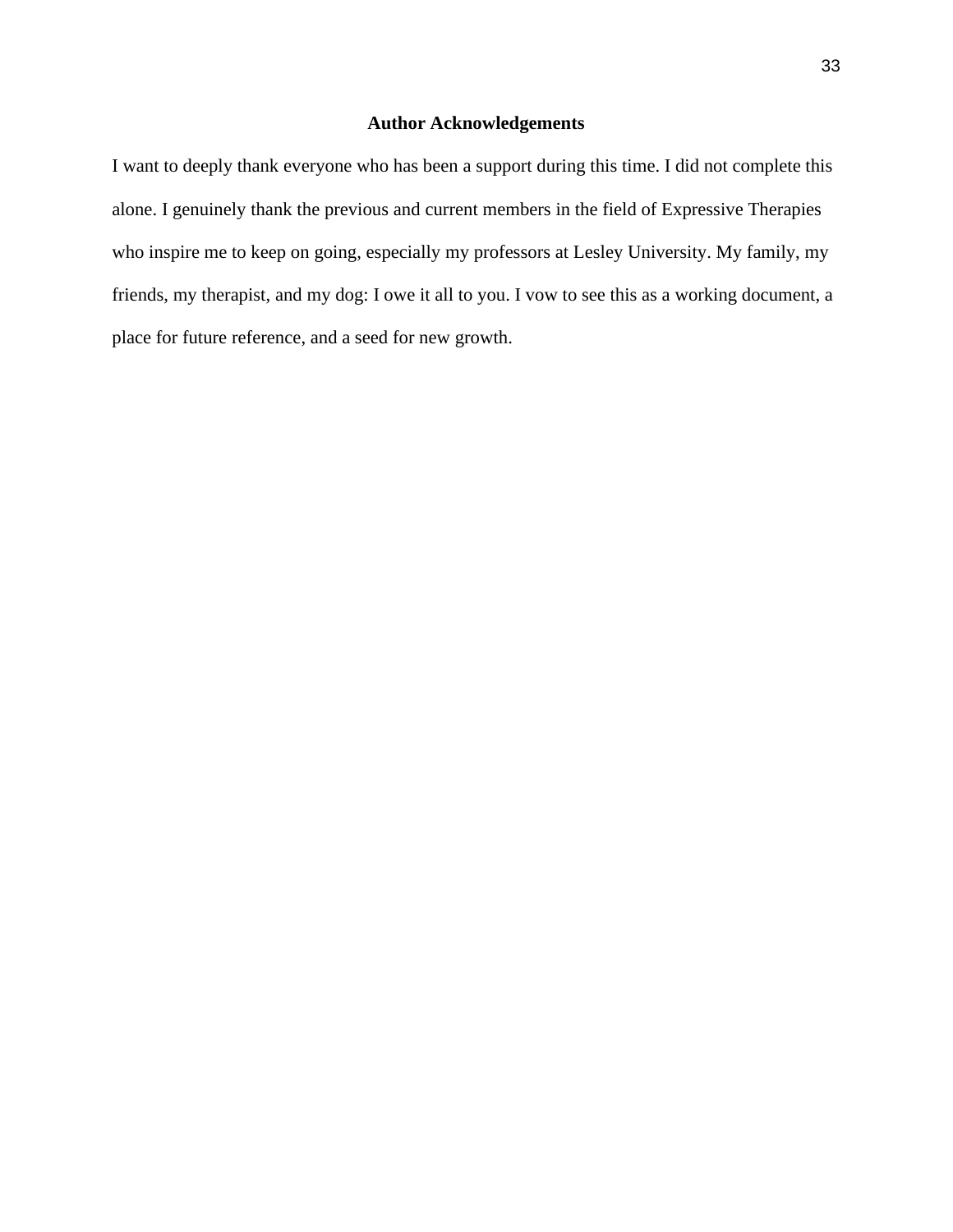## Author Acknowledgements

I want to deeply thank everyone who has been a support during this time. I did not complete this alone. I genuinely thank the previous and current members in the field of Expressive Therapies who inspire me to keep on going, especially my professors at Lesley University. My family, my friends, my therapist, and my dog: I owe it all to you. I vow to see this as a working document, a place for future reference, and a seed for new growth.